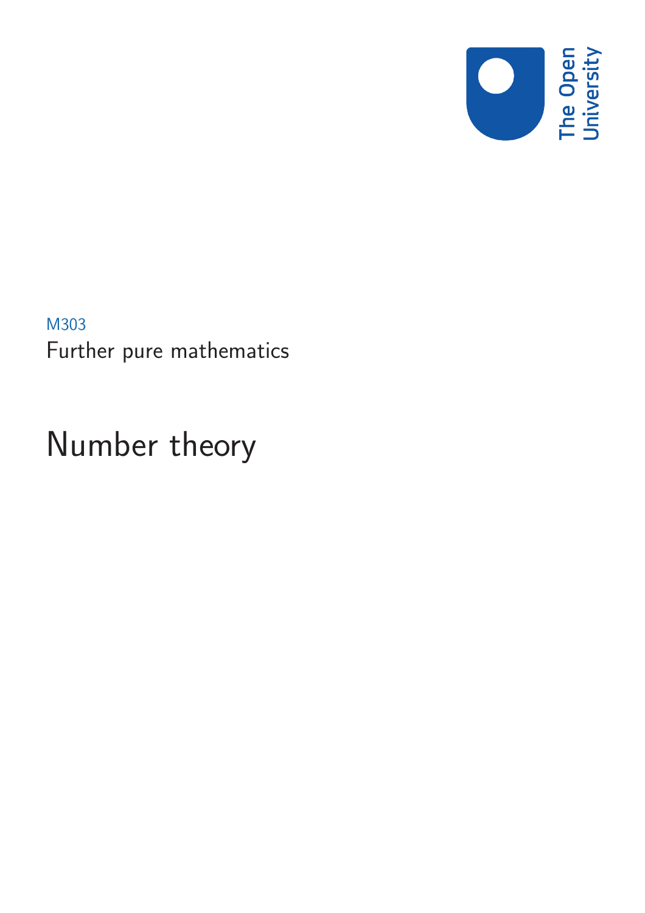The Open University

M303

Further pure mathematics

# Number theory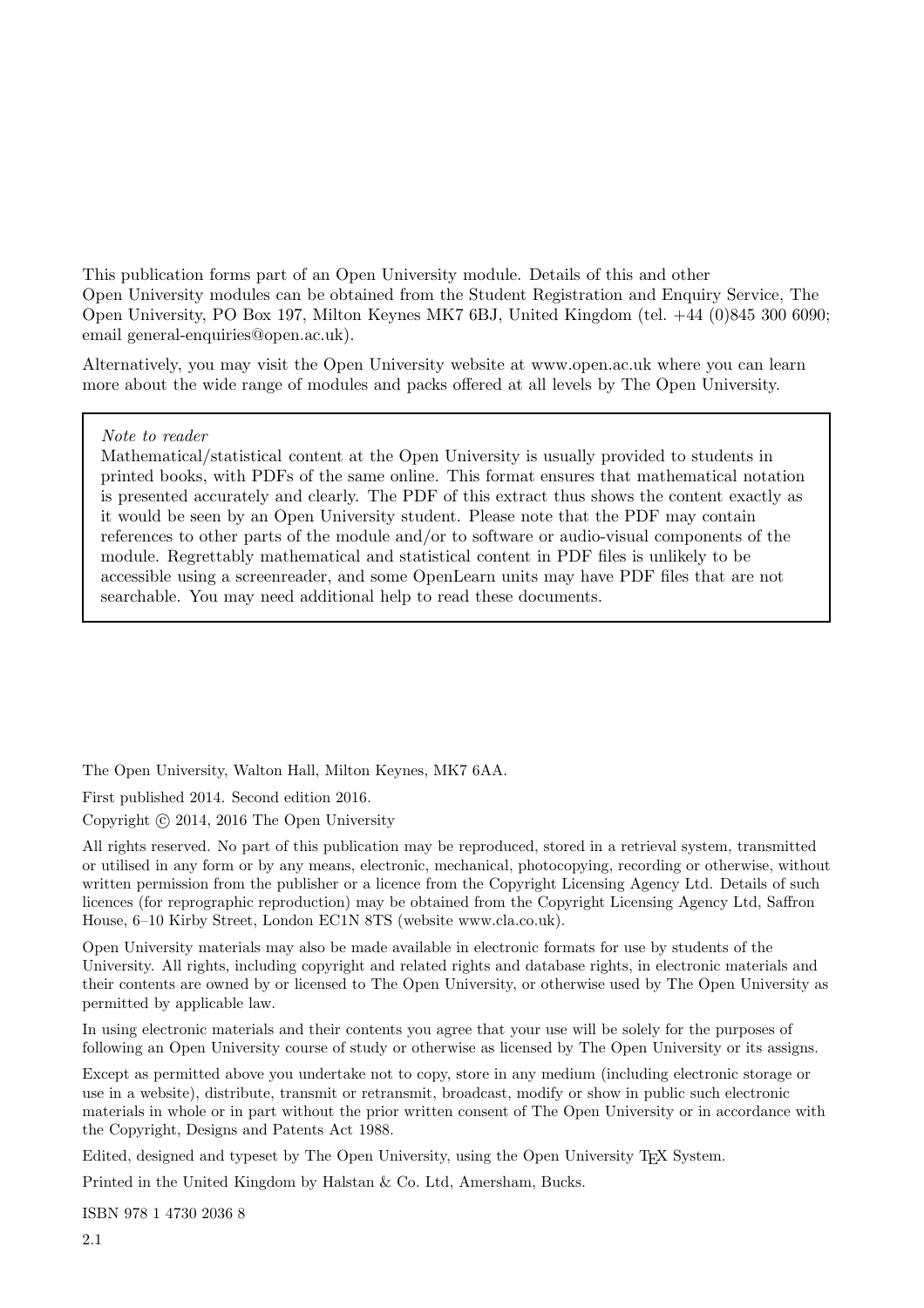This publication forms part of an Open University module. Details of this and other Open University modules can be obtained from the Student Registration and Enquiry Service, The Open University, PO Box 197, Milton Keynes MK7 6BJ, United Kingdom (tel. +44 (0)845 300 6090; email general-enquiries@open.ac.uk).

Alternatively, you may visit the Open University website at www.open.ac.uk where you can learn more about the wide range of modules and packs offered at all levels by The Open University.

> *Note to reader*
> Mathematical/statistical content at the Open University is usually provided to students in printed books, with PDFs of the same online. This format ensures that mathematical notation is presented accurately and clearly. The PDF of this extract thus shows the content exactly as it would be seen by an Open University student. Please note that the PDF may contain references to other parts of the module and/or to software or audio-visual components of the module. Regrettably mathematical and statistical content in PDF files is unlikely to be accessible using a screenreader, and some OpenLearn units may have PDF files that are not searchable. You may need additional help to read these documents.

The Open University, Walton Hall, Milton Keynes, MK7 6AA.

First published 2014. Second edition 2016.

Copyright © 2014, 2016 The Open University

All rights reserved. No part of this publication may be reproduced, stored in a retrieval system, transmitted or utilised in any form or by any means, electronic, mechanical, photocopying, recording or otherwise, without written permission from the publisher or a licence from the Copyright Licensing Agency Ltd. Details of such licences (for reprographic reproduction) may be obtained from the Copyright Licensing Agency Ltd, Saffron House, 6–10 Kirby Street, London EC1N 8TS (website www.cla.co.uk).

Open University materials may also be made available in electronic formats for use by students of the University. All rights, including copyright and related rights and database rights, in electronic materials and their contents are owned by or licensed to The Open University, or otherwise used by The Open University as permitted by applicable law.

In using electronic materials and their contents you agree that your use will be solely for the purposes of following an Open University course of study or otherwise as licensed by The Open University or its assigns.

Except as permitted above you undertake not to copy, store in any medium (including electronic storage or use in a website), distribute, transmit or retransmit, broadcast, modify or show in public such electronic materials in whole or in part without the prior written consent of The Open University or in accordance with the Copyright, Designs and Patents Act 1988.

Edited, designed and typeset by The Open University, using the Open University TEX System.

Printed in the United Kingdom by Halstan & Co. Ltd, Amersham, Bucks.

ISBN 978 1 4730 2036 8

2.1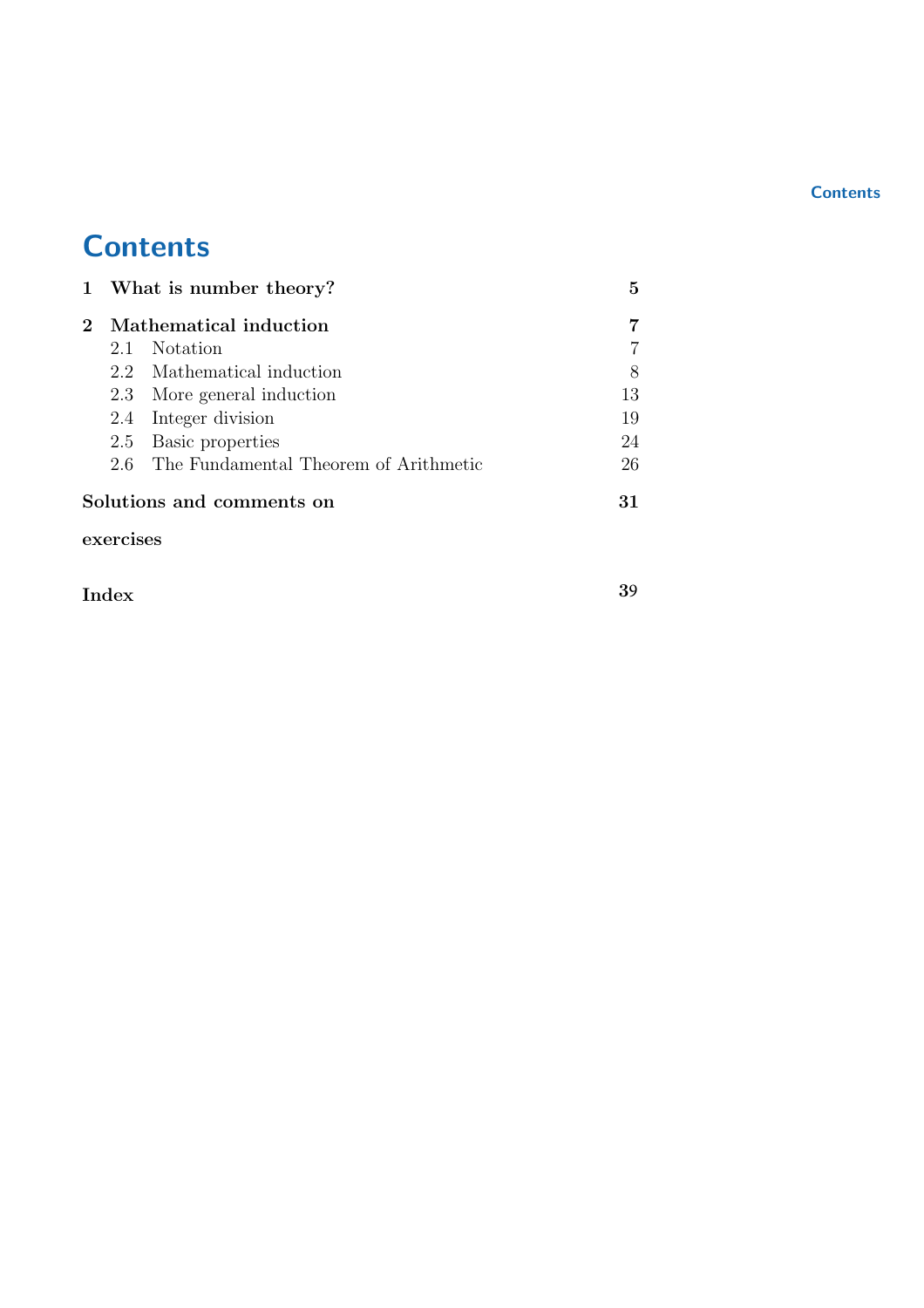# Contents

**1 What is number theory?** **5**

**2 Mathematical induction** **7**

- 2.1 Notation 7
- 2.2 Mathematical induction 8
- 2.3 More general induction 13
- 2.4 Integer division 19
- 2.5 Basic properties 24
- 2.6 The Fundamental Theorem of Arithmetic 26

**Solutions and comments on exercises** **31**

**Index** **39**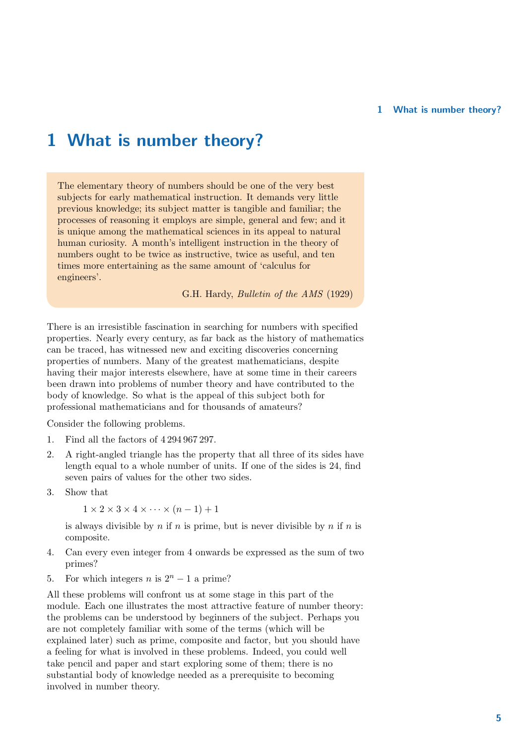# 1 What is number theory?

> The elementary theory of numbers should be one of the very best subjects for early mathematical instruction. It demands very little previous knowledge; its subject matter is tangible and familiar; the processes of reasoning it employs are simple, general and few; and it is unique among the mathematical sciences in its appeal to natural human curiosity. A month's intelligent instruction in the theory of numbers ought to be twice as instructive, twice as useful, and ten times more entertaining as the same amount of 'calculus for engineers'.
>
> G.H. Hardy, *Bulletin of the AMS* (1929)

There is an irresistible fascination in searching for numbers with specified properties. Nearly every century, as far back as the history of mathematics can be traced, has witnessed new and exciting discoveries concerning properties of numbers. Many of the greatest mathematicians, despite having their major interests elsewhere, have at some time in their careers been drawn into problems of number theory and have contributed to the body of knowledge. So what is the appeal of this subject both for professional mathematicians and for thousands of amateurs?

Consider the following problems.

1. Find all the factors of 4 294 967 297.
2. A right-angled triangle has the property that all three of its sides have length equal to a whole number of units. If one of the sides is 24, find seven pairs of values for the other two sides.
3. Show that
   $$1 \times 2 \times 3 \times 4 \times \cdots \times (n-1) + 1$$
   is always divisible by $n$ if $n$ is prime, but is never divisible by $n$ if $n$ is composite.
4. Can every even integer from 4 onwards be expressed as the sum of two primes?
5. For which integers $n$ is $2^n - 1$ a prime?

All these problems will confront us at some stage in this part of the module. Each one illustrates the most attractive feature of number theory: the problems can be understood by beginners of the subject. Perhaps you are not completely familiar with some of the terms (which will be explained later) such as prime, composite and factor, but you should have a feeling for what is involved in these problems. Indeed, you could well take pencil and paper and start exploring some of them; there is no substantial body of knowledge needed as a prerequisite to becoming involved in number theory.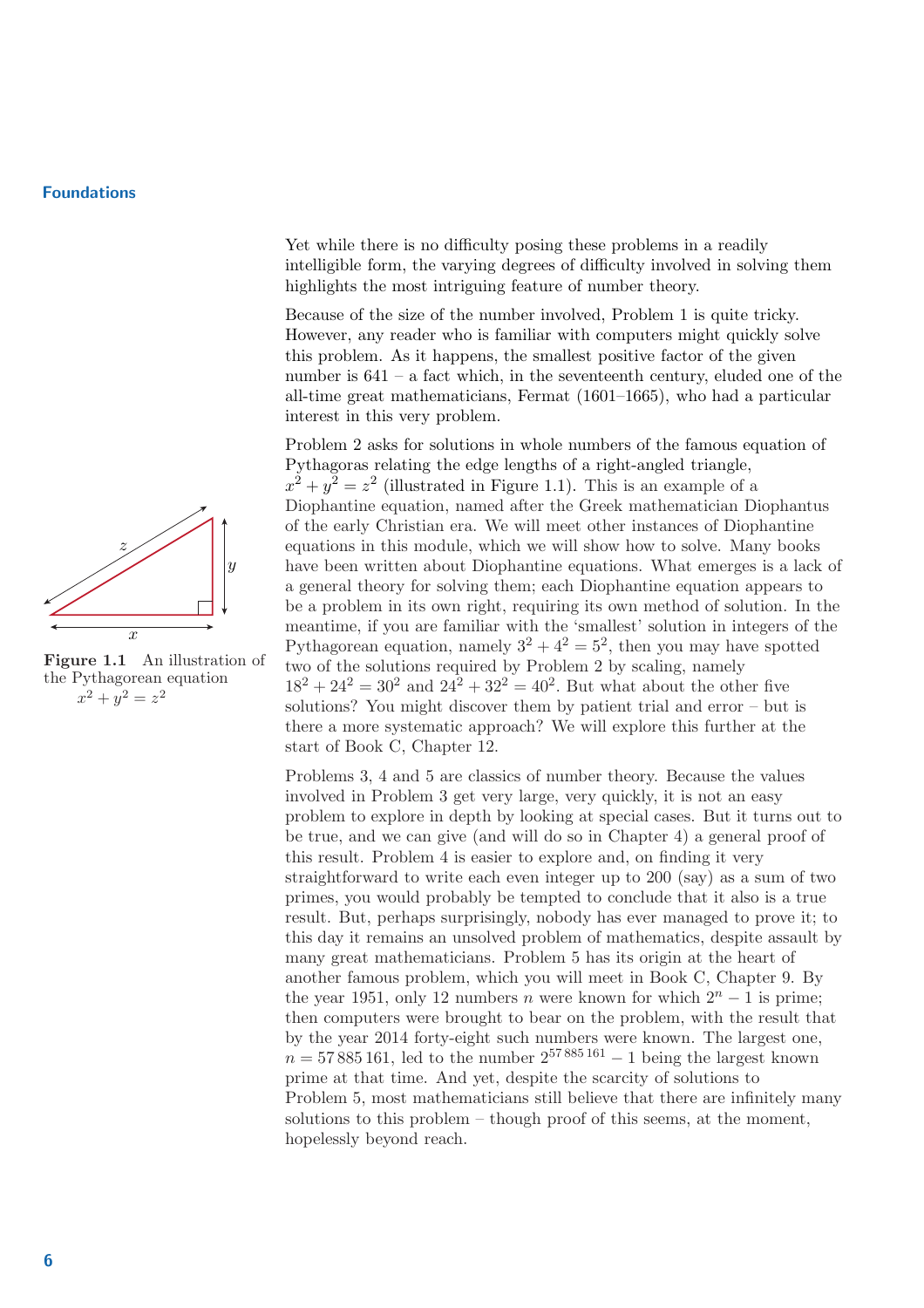Yet while there is no difficulty posing these problems in a readily intelligible form, the varying degrees of difficulty involved in solving them highlights the most intriguing feature of number theory.

Because of the size of the number involved, Problem 1 is quite tricky. However, any reader who is familiar with computers might quickly solve this problem. As it happens, the smallest positive factor of the given number is 641 – a fact which, in the seventeenth century, eluded one of the all-time great mathematicians, Fermat (1601–1665), who had a particular interest in this very problem.

Problem 2 asks for solutions in whole numbers of the famous equation of Pythagoras relating the edge lengths of a right-angled triangle, $x^2 + y^2 = z^2$ (illustrated in Figure 1.1). This is an example of a Diophantine equation, named after the Greek mathematician Diophantus of the early Christian era. We will meet other instances of Diophantine equations in this module, which we will show how to solve. Many books have been written about Diophantine equations. What emerges is a lack of a general theory for solving them; each Diophantine equation appears to be a problem in its own right, requiring its own method of solution. In the meantime, if you are familiar with the 'smallest' solution in integers of the Pythagorean equation, namely $3^2 + 4^2 = 5^2$, then you may have spotted two of the solutions required by Problem 2 by scaling, namely $18^2 + 24^2 = 30^2$ and $24^2 + 32^2 = 40^2$. But what about the other five solutions? You might discover them by patient trial and error – but is there a more systematic approach? We will explore this further at the start of Book C, Chapter 12.

**Figure 1.1** An illustration of the Pythagorean equation $x^2 + y^2 = z^2$

Problems 3, 4 and 5 are classics of number theory. Because the values involved in Problem 3 get very large, very quickly, it is not an easy problem to explore in depth by looking at special cases. But it turns out to be true, and we can give (and will do so in Chapter 4) a general proof of this result. Problem 4 is easier to explore and, on finding it very straightforward to write each even integer up to 200 (say) as a sum of two primes, you would probably be tempted to conclude that it also is a true result. But, perhaps surprisingly, nobody has ever managed to prove it; to this day it remains an unsolved problem of mathematics, despite assault by many great mathematicians. Problem 5 has its origin at the heart of another famous problem, which you will meet in Book C, Chapter 9. By the year 1951, only 12 numbers $n$ were known for which $2^n - 1$ is prime; then computers were brought to bear on the problem, with the result that by the year 2014 forty-eight such numbers were known. The largest one, $n = 57\,885\,161$, led to the number $2^{57\,885\,161} - 1$ being the largest known prime at that time. And yet, despite the scarcity of solutions to Problem 5, most mathematicians still believe that there are infinitely many solutions to this problem – though proof of this seems, at the moment, hopelessly beyond reach.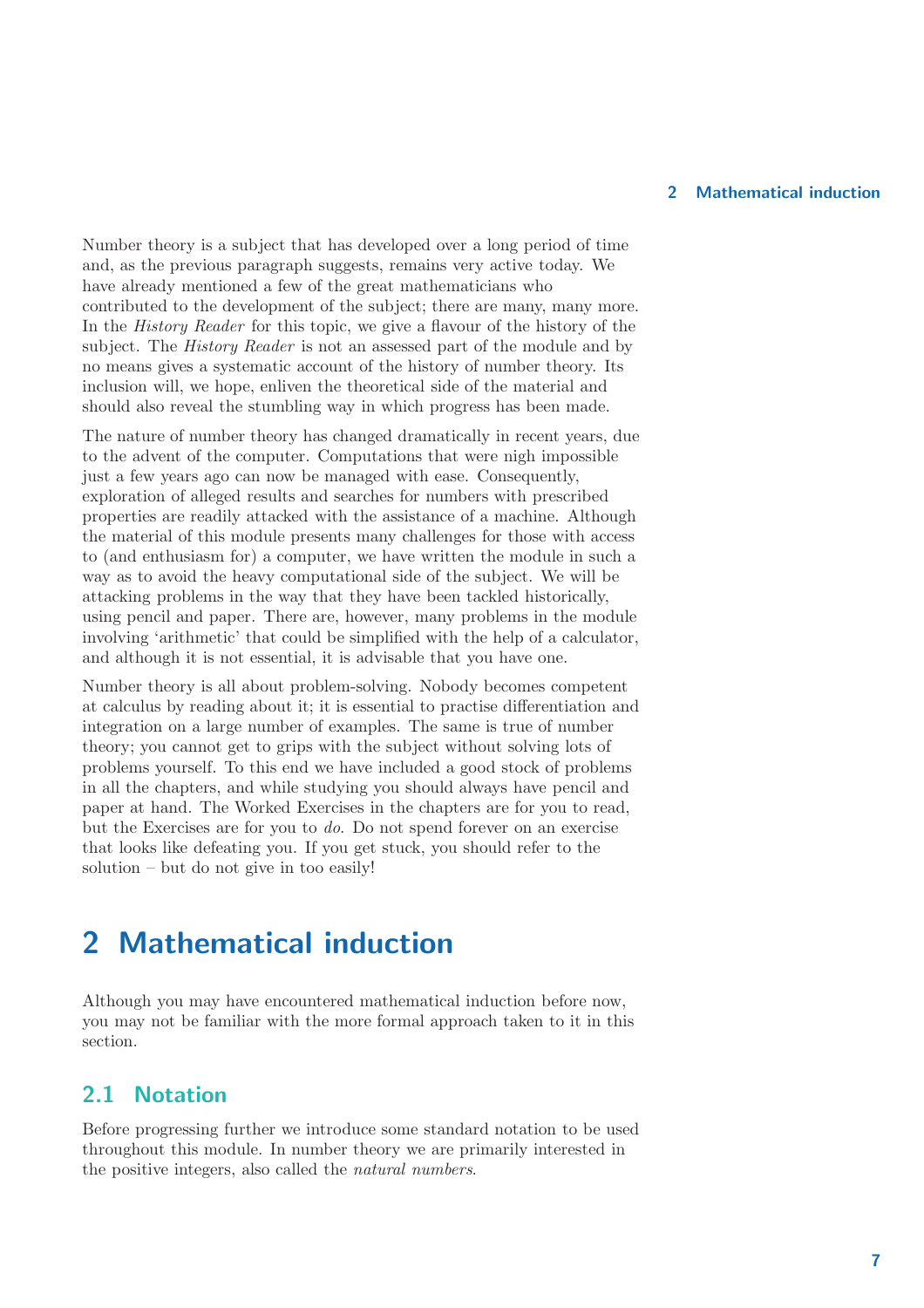Number theory is a subject that has developed over a long period of time and, as the previous paragraph suggests, remains very active today. We have already mentioned a few of the great mathematicians who contributed to the development of the subject; there are many, many more. In the *History Reader* for this topic, we give a flavour of the history of the subject. The *History Reader* is not an assessed part of the module and by no means gives a systematic account of the history of number theory. Its inclusion will, we hope, enliven the theoretical side of the material and should also reveal the stumbling way in which progress has been made.

The nature of number theory has changed dramatically in recent years, due to the advent of the computer. Computations that were nigh impossible just a few years ago can now be managed with ease. Consequently, exploration of alleged results and searches for numbers with prescribed properties are readily attacked with the assistance of a machine. Although the material of this module presents many challenges for those with access to (and enthusiasm for) a computer, we have written the module in such a way as to avoid the heavy computational side of the subject. We will be attacking problems in the way that they have been tackled historically, using pencil and paper. There are, however, many problems in the module involving 'arithmetic' that could be simplified with the help of a calculator, and although it is not essential, it is advisable that you have one.

Number theory is all about problem-solving. Nobody becomes competent at calculus by reading about it; it is essential to practise differentiation and integration on a large number of examples. The same is true of number theory; you cannot get to grips with the subject without solving lots of problems yourself. To this end we have included a good stock of problems in all the chapters, and while studying you should always have pencil and paper at hand. The Worked Exercises in the chapters are for you to read, but the Exercises are for you to *do*. Do not spend forever on an exercise that looks like defeating you. If you get stuck, you should refer to the solution – but do not give in too easily!

# 2 Mathematical induction

Although you may have encountered mathematical induction before now, you may not be familiar with the more formal approach taken to it in this section.

## 2.1 Notation

Before progressing further we introduce some standard notation to be used throughout this module. In number theory we are primarily interested in the positive integers, also called the *natural numbers*.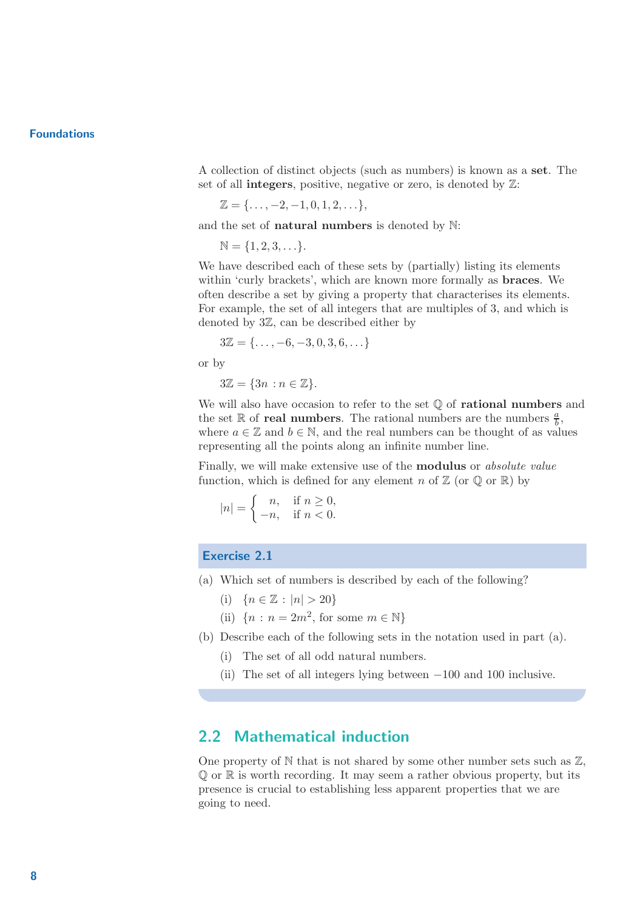A collection of distinct objects (such as numbers) is known as a **set**. The set of all **integers**, positive, negative or zero, is denoted by $\mathbb{Z}$:

$$\mathbb{Z} = \{\ldots, -2, -1, 0, 1, 2, \ldots\},$$

and the set of **natural numbers** is denoted by $\mathbb{N}$:

$$\mathbb{N} = \{1, 2, 3, \ldots\}.$$

We have described each of these sets by (partially) listing its elements within 'curly brackets', which are known more formally as **braces**. We often describe a set by giving a property that characterises its elements. For example, the set of all integers that are multiples of 3, and which is denoted by $3\mathbb{Z}$, can be described either by

$$3\mathbb{Z} = \{\ldots, -6, -3, 0, 3, 6, \ldots\}$$

or by

$$3\mathbb{Z} = \{3n : n \in \mathbb{Z}\}.$$

We will also have occasion to refer to the set $\mathbb{Q}$ of **rational numbers** and the set $\mathbb{R}$ of **real numbers**. The rational numbers are the numbers $\frac{a}{b}$, where $a \in \mathbb{Z}$ and $b \in \mathbb{N}$, and the real numbers can be thought of as values representing all the points along an infinite number line.

Finally, we will make extensive use of the **modulus** or *absolute value* function, which is defined for any element $n$ of $\mathbb{Z}$ (or $\mathbb{Q}$ or $\mathbb{R}$) by

$$|n| = \begin{cases} n, & \text{if } n \geq 0, \\ -n, & \text{if } n < 0. \end{cases}$$

### Exercise 2.1

(a) Which set of numbers is described by each of the following?

- (i) $\{n \in \mathbb{Z} : |n| > 20\}$
- (ii) $\{n : n = 2m^2, \text{ for some } m \in \mathbb{N}\}$

(b) Describe each of the following sets in the notation used in part (a).

- (i) The set of all odd natural numbers.
- (ii) The set of all integers lying between $-100$ and $100$ inclusive.

## 2.2 Mathematical induction

One property of $\mathbb{N}$ that is not shared by some other number sets such as $\mathbb{Z}$, $\mathbb{Q}$ or $\mathbb{R}$ is worth recording. It may seem a rather obvious property, but its presence is crucial to establishing less apparent properties that we are going to need.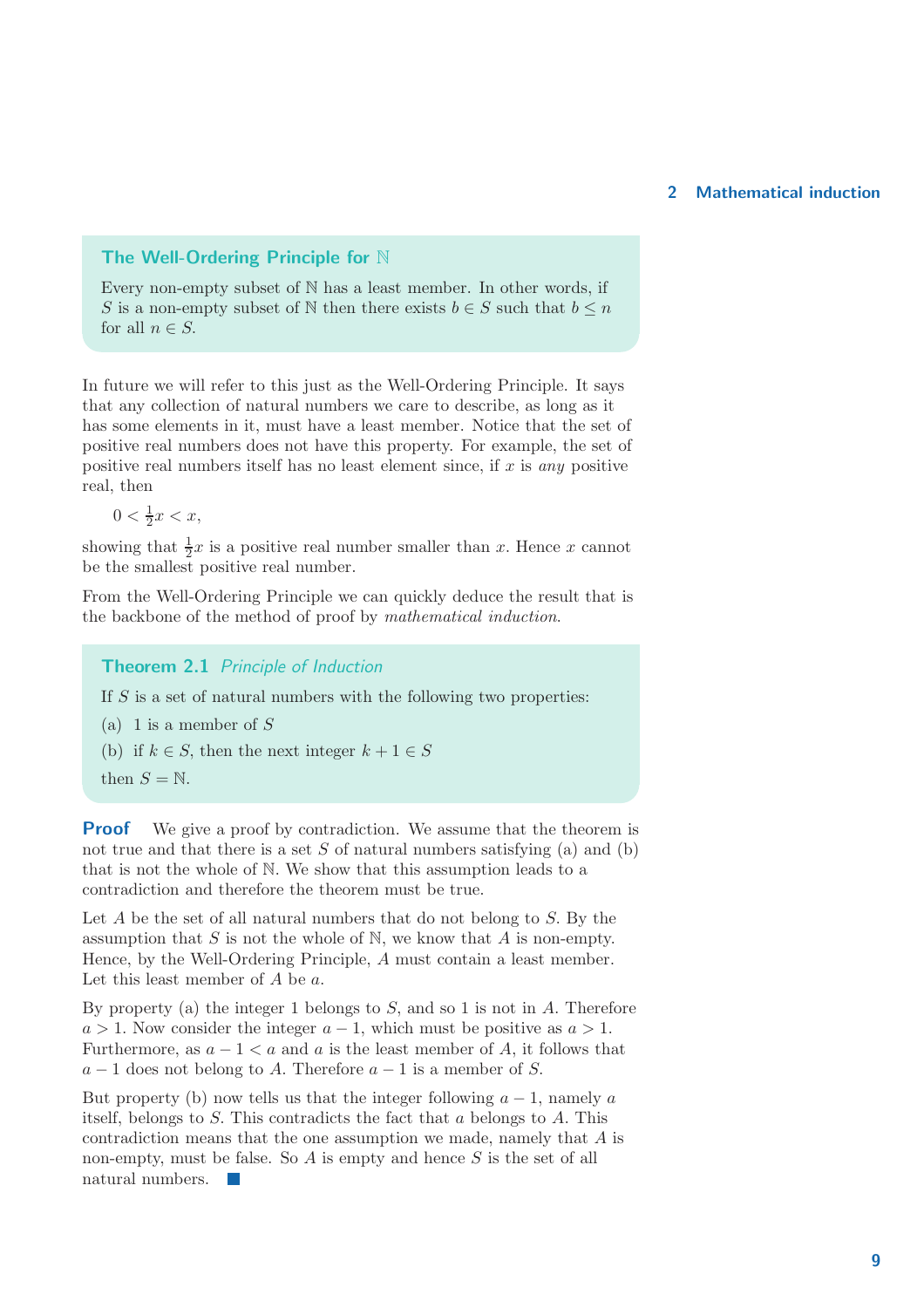### The Well-Ordering Principle for $\mathbb{N}$

Every non-empty subset of $\mathbb{N}$ has a least member. In other words, if $S$ is a non-empty subset of $\mathbb{N}$ then there exists $b \in S$ such that $b \leq n$ for all $n \in S$.

In future we will refer to this just as the Well-Ordering Principle. It says that any collection of natural numbers we care to describe, as long as it has some elements in it, must have a least member. Notice that the set of positive real numbers does not have this property. For example, the set of positive real numbers itself has no least element since, if $x$ is *any* positive real, then

$$0 < \tfrac{1}{2}x < x,$$

showing that $\frac{1}{2}x$ is a positive real number smaller than $x$. Hence $x$ cannot be the smallest positive real number.

From the Well-Ordering Principle we can quickly deduce the result that is the backbone of the method of proof by *mathematical induction*.

### Theorem 2.1 *Principle of Induction*

If $S$ is a set of natural numbers with the following two properties:

(a) 1 is a member of $S$

(b) if $k \in S$, then the next integer $k + 1 \in S$

then $S = \mathbb{N}$.

**Proof** We give a proof by contradiction. We assume that the theorem is not true and that there is a set $S$ of natural numbers satisfying (a) and (b) that is not the whole of $\mathbb{N}$. We show that this assumption leads to a contradiction and therefore the theorem must be true.

Let $A$ be the set of all natural numbers that do not belong to $S$. By the assumption that $S$ is not the whole of $\mathbb{N}$, we know that $A$ is non-empty. Hence, by the Well-Ordering Principle, $A$ must contain a least member. Let this least member of $A$ be $a$.

By property (a) the integer 1 belongs to $S$, and so 1 is not in $A$. Therefore $a > 1$. Now consider the integer $a - 1$, which must be positive as $a > 1$. Furthermore, as $a - 1 < a$ and $a$ is the least member of $A$, it follows that $a - 1$ does not belong to $A$. Therefore $a - 1$ is a member of $S$.

But property (b) now tells us that the integer following $a - 1$, namely $a$ itself, belongs to $S$. This contradicts the fact that $a$ belongs to $A$. This contradiction means that the one assumption we made, namely that $A$ is non-empty, must be false. So $A$ is empty and hence $S$ is the set of all natural numbers. ■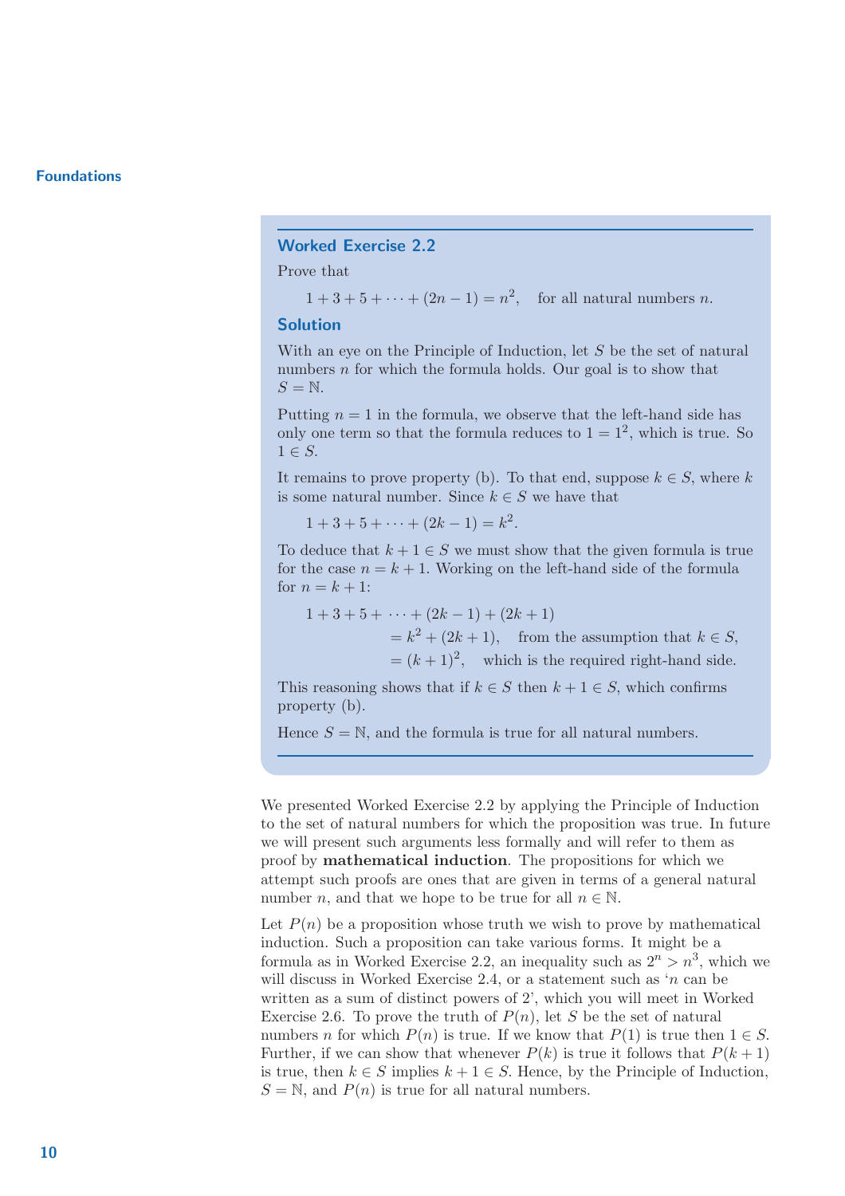### Worked Exercise 2.2

Prove that

$$1 + 3 + 5 + \cdots + (2n-1) = n^2, \quad \text{for all natural numbers } n.$$

### Solution

With an eye on the Principle of Induction, let $S$ be the set of natural numbers $n$ for which the formula holds. Our goal is to show that $S = \mathbb{N}$.

Putting $n = 1$ in the formula, we observe that the left-hand side has only one term so that the formula reduces to $1 = 1^2$, which is true. So $1 \in S$.

It remains to prove property (b). To that end, suppose $k \in S$, where $k$ is some natural number. Since $k \in S$ we have that

$$1 + 3 + 5 + \cdots + (2k-1) = k^2.$$

To deduce that $k + 1 \in S$ we must show that the given formula is true for the case $n = k + 1$. Working on the left-hand side of the formula for $n = k + 1$:

$$\begin{aligned}
1 + 3 + 5 + \cdots + (2k-1) + (2k+1) & \\
&= k^2 + (2k+1), \quad \text{from the assumption that } k \in S, \\
&= (k+1)^2, \quad \text{which is the required right-hand side.}
\end{aligned}$$

This reasoning shows that if $k \in S$ then $k + 1 \in S$, which confirms property (b).

Hence $S = \mathbb{N}$, and the formula is true for all natural numbers.

---

We presented Worked Exercise 2.2 by applying the Principle of Induction to the set of natural numbers for which the proposition was true. In future we will present such arguments less formally and will refer to them as proof by **mathematical induction**. The propositions for which we attempt such proofs are ones that are given in terms of a general natural number $n$, and that we hope to be true for all $n \in \mathbb{N}$.

Let $P(n)$ be a proposition whose truth we wish to prove by mathematical induction. Such a proposition can take various forms. It might be a formula as in Worked Exercise 2.2, an inequality such as $2^n > n^3$, which we will discuss in Worked Exercise 2.4, or a statement such as '$n$ can be written as a sum of distinct powers of 2', which you will meet in Worked Exercise 2.6. To prove the truth of $P(n)$, let $S$ be the set of natural numbers $n$ for which $P(n)$ is true. If we know that $P(1)$ is true then $1 \in S$. Further, if we can show that whenever $P(k)$ is true it follows that $P(k+1)$ is true, then $k \in S$ implies $k + 1 \in S$. Hence, by the Principle of Induction, $S = \mathbb{N}$, and $P(n)$ is true for all natural numbers.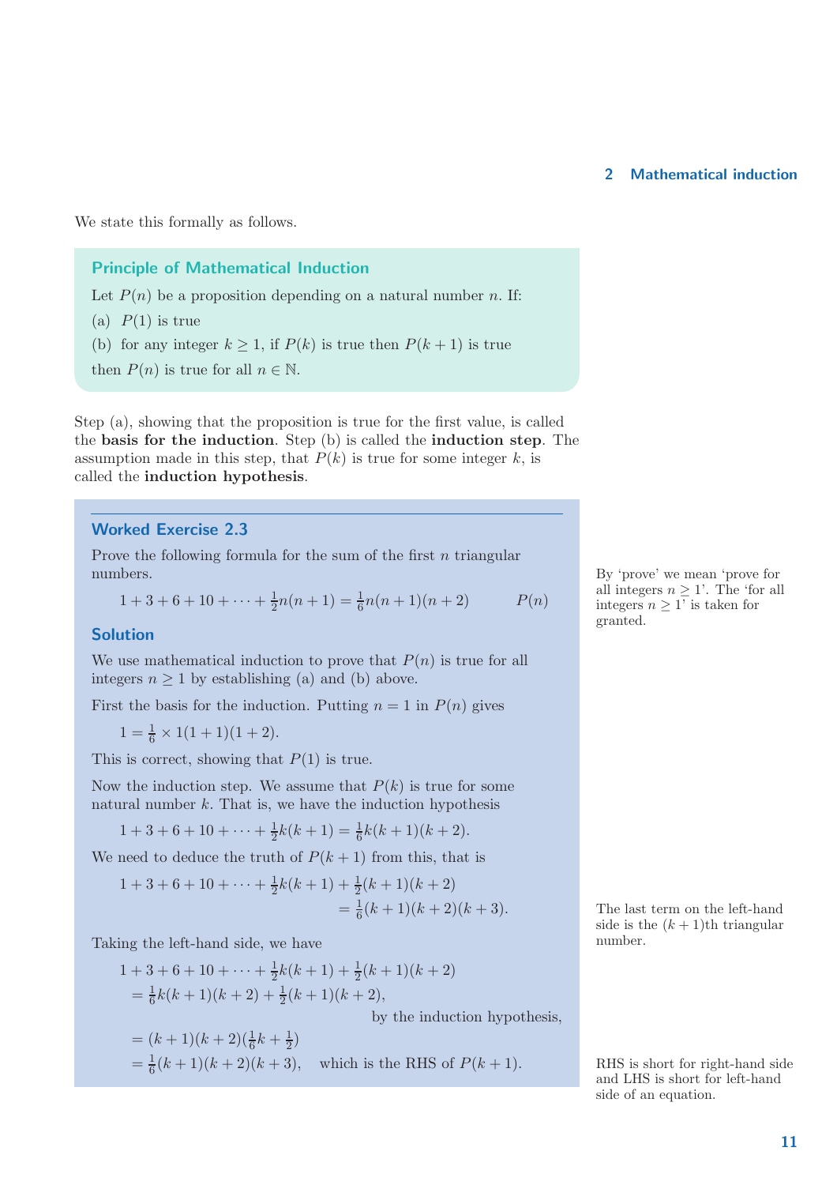We state this formally as follows.

### Principle of Mathematical Induction

Let $P(n)$ be a proposition depending on a natural number $n$. If:

(a) $P(1)$ is true

(b) for any integer $k \geq 1$, if $P(k)$ is true then $P(k+1)$ is true

then $P(n)$ is true for all $n \in \mathbb{N}$.

Step (a), showing that the proposition is true for the first value, is called the **basis for the induction**. Step (b) is called the **induction step**. The assumption made in this step, that $P(k)$ is true for some integer $k$, is called the **induction hypothesis**.

### Worked Exercise 2.3

Prove the following formula for the sum of the first $n$ triangular numbers.

$$1 + 3 + 6 + 10 + \cdots + \tfrac{1}{2}n(n+1) = \tfrac{1}{6}n(n+1)(n+2) \qquad P(n)$$

By 'prove' we mean 'prove for all integers $n \geq 1$'. The 'for all integers $n \geq 1$' is taken for granted.

### Solution

We use mathematical induction to prove that $P(n)$ is true for all integers $n \geq 1$ by establishing (a) and (b) above.

First the basis for the induction. Putting $n = 1$ in $P(n)$ gives

$$1 = \tfrac{1}{6} \times 1(1+1)(1+2).$$

This is correct, showing that $P(1)$ is true.

Now the induction step. We assume that $P(k)$ is true for some natural number $k$. That is, we have the induction hypothesis

$$1 + 3 + 6 + 10 + \cdots + \tfrac{1}{2}k(k+1) = \tfrac{1}{6}k(k+1)(k+2).$$

We need to deduce the truth of $P(k+1)$ from this, that is

$$1 + 3 + 6 + 10 + \cdots + \tfrac{1}{2}k(k+1) + \tfrac{1}{2}(k+1)(k+2) = \tfrac{1}{6}(k+1)(k+2)(k+3).$$

The last term on the left-hand side is the $(k+1)$th triangular number.

Taking the left-hand side, we have

$$\begin{aligned} 1 + 3 + 6 + 10 + \cdots &+ \tfrac{1}{2}k(k+1) + \tfrac{1}{2}(k+1)(k+2) \\ &= \tfrac{1}{6}k(k+1)(k+2) + \tfrac{1}{2}(k+1)(k+2), \quad \text{by the induction hypothesis,} \\ &= (k+1)(k+2)(\tfrac{1}{6}k + \tfrac{1}{2}) \\ &= \tfrac{1}{6}(k+1)(k+2)(k+3), \quad \text{which is the RHS of } P(k+1). \end{aligned}$$

RHS is short for right-hand side and LHS is short for left-hand side of an equation.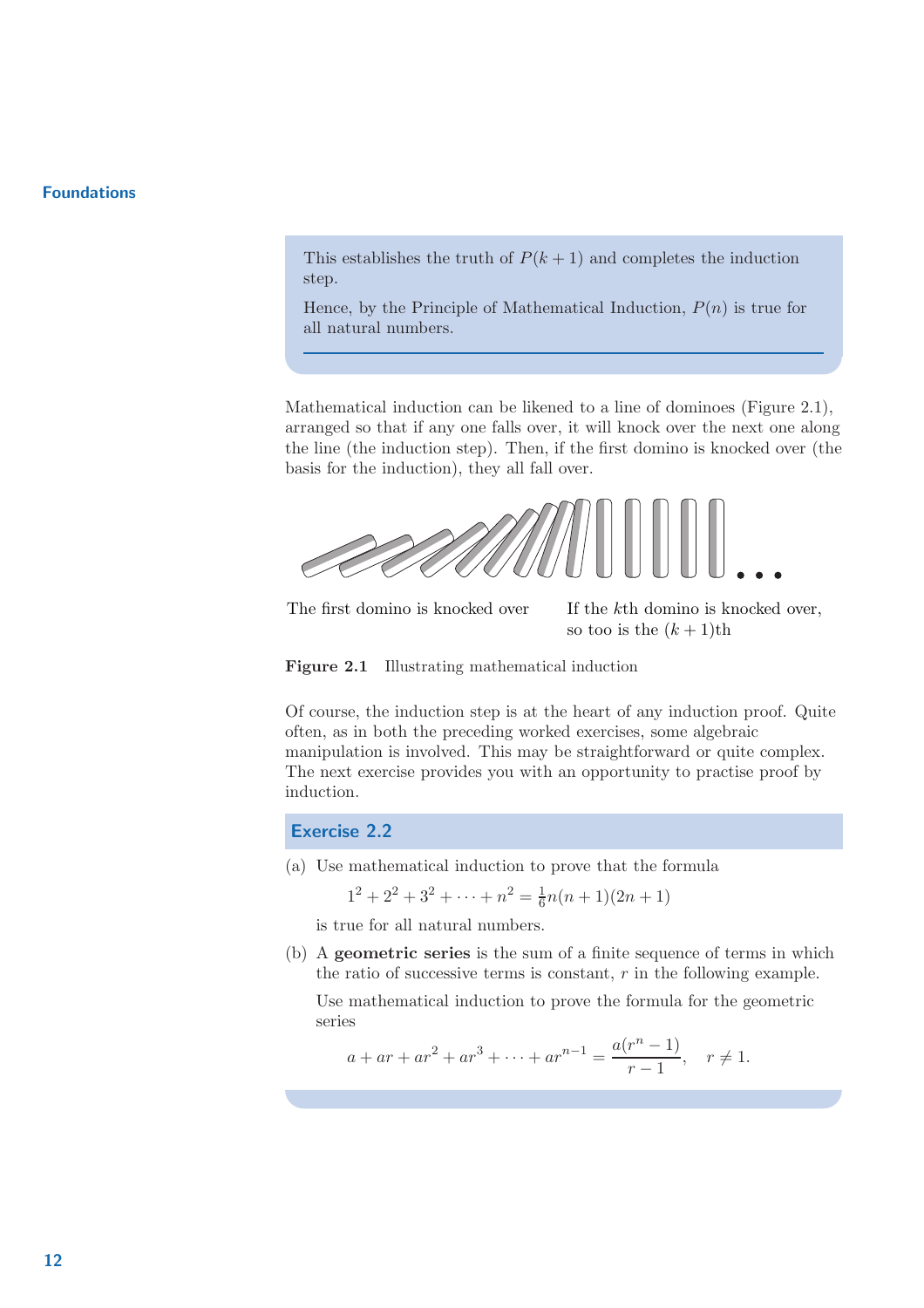This establishes the truth of $P(k+1)$ and completes the induction step.

Hence, by the Principle of Mathematical Induction, $P(n)$ is true for all natural numbers.

Mathematical induction can be likened to a line of dominoes (Figure 2.1), arranged so that if any one falls over, it will knock over the next one along the line (the induction step). Then, if the first domino is knocked over (the basis for the induction), they all fall over.

The first domino is knocked over

If the $k$th domino is knocked over, so too is the $(k+1)$th

**Figure 2.1** Illustrating mathematical induction

Of course, the induction step is at the heart of any induction proof. Quite often, as in both the preceding worked exercises, some algebraic manipulation is involved. This may be straightforward or quite complex. The next exercise provides you with an opportunity to practise proof by induction.

## Exercise 2.2

(a) Use mathematical induction to prove that the formula

$$1^2 + 2^2 + 3^2 + \cdots + n^2 = \tfrac{1}{6}n(n+1)(2n+1)$$

is true for all natural numbers.

(b) A **geometric series** is the sum of a finite sequence of terms in which the ratio of successive terms is constant, $r$ in the following example.

Use mathematical induction to prove the formula for the geometric series

$$a + ar + ar^2 + ar^3 + \cdots + ar^{n-1} = \frac{a(r^n - 1)}{r - 1}, \quad r \neq 1.$$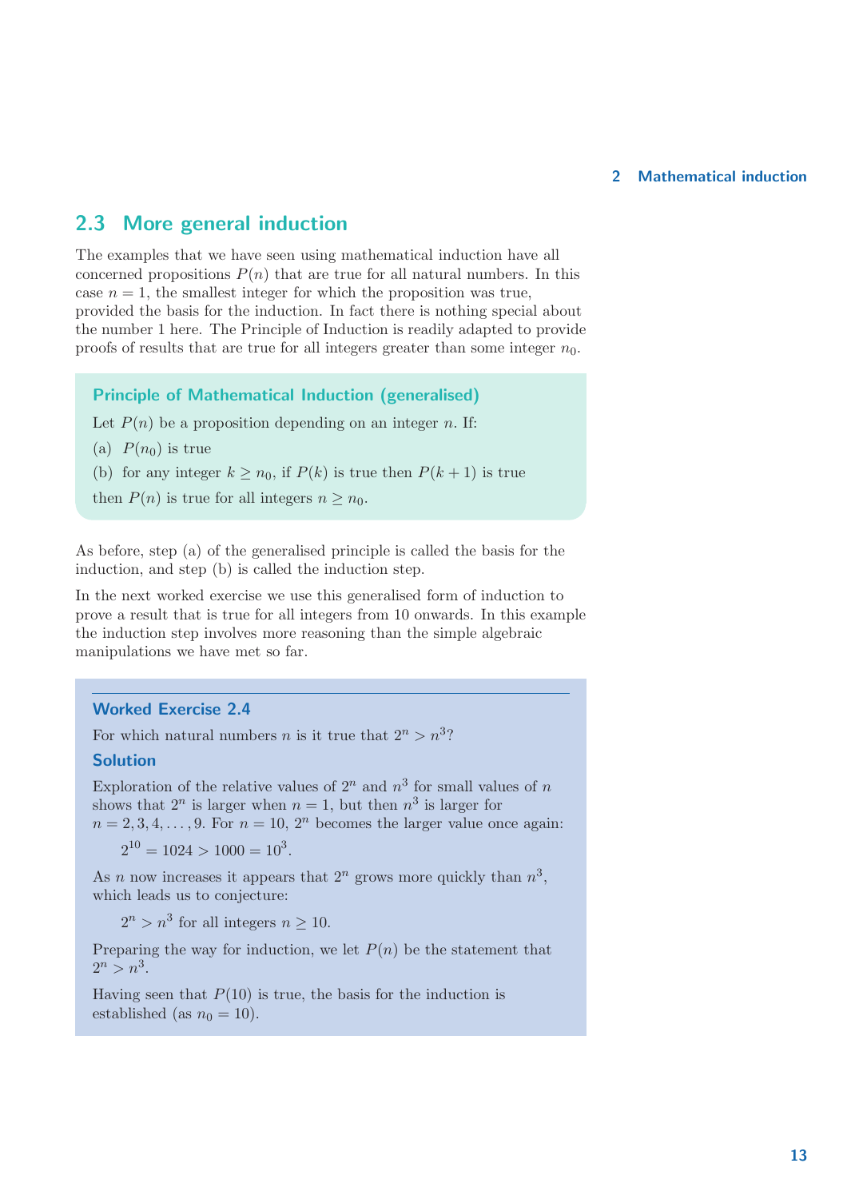## 2.3 More general induction

The examples that we have seen using mathematical induction have all concerned propositions $P(n)$ that are true for all natural numbers. In this case $n = 1$, the smallest integer for which the proposition was true, provided the basis for the induction. In fact there is nothing special about the number 1 here. The Principle of Induction is readily adapted to provide proofs of results that are true for all integers greater than some integer $n_0$.

### Principle of Mathematical Induction (generalised)

Let $P(n)$ be a proposition depending on an integer $n$. If:

(a) $P(n_0)$ is true

(b) for any integer $k \geq n_0$, if $P(k)$ is true then $P(k + 1)$ is true

then $P(n)$ is true for all integers $n \geq n_0$.

As before, step (a) of the generalised principle is called the basis for the induction, and step (b) is called the induction step.

In the next worked exercise we use this generalised form of induction to prove a result that is true for all integers from 10 onwards. In this example the induction step involves more reasoning than the simple algebraic manipulations we have met so far.

### Worked Exercise 2.4

For which natural numbers $n$ is it true that $2^n > n^3$?

**Solution**

Exploration of the relative values of $2^n$ and $n^3$ for small values of $n$ shows that $2^n$ is larger when $n = 1$, but then $n^3$ is larger for $n = 2, 3, 4, \ldots, 9$. For $n = 10$, $2^n$ becomes the larger value once again:

$$2^{10} = 1024 > 1000 = 10^3.$$

As $n$ now increases it appears that $2^n$ grows more quickly than $n^3$, which leads us to conjecture:

$$2^n > n^3 \text{ for all integers } n \geq 10.$$

Preparing the way for induction, we let $P(n)$ be the statement that $2^n > n^3$.

Having seen that $P(10)$ is true, the basis for the induction is established (as $n_0 = 10$).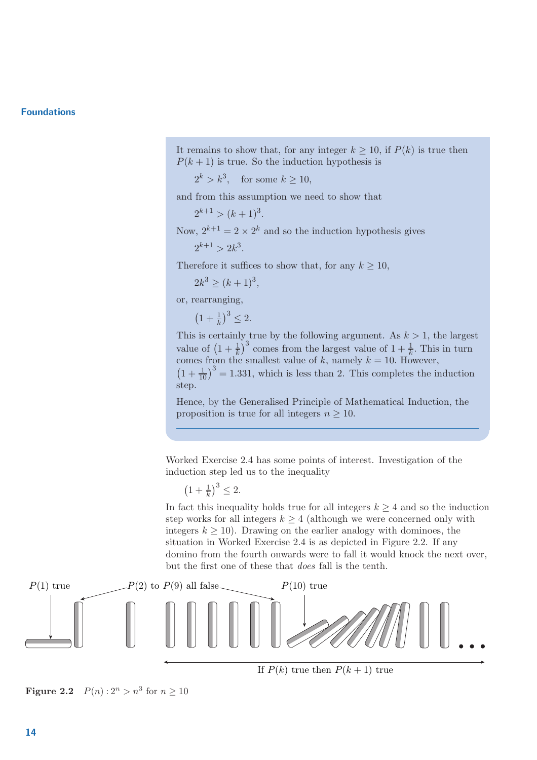It remains to show that, for any integer $k \geq 10$, if $P(k)$ is true then $P(k+1)$ is true. So the induction hypothesis is

$$2^k > k^3, \quad \text{for some } k \geq 10,$$

and from this assumption we need to show that

$$2^{k+1} > (k+1)^3.$$

Now, $2^{k+1} = 2 \times 2^k$ and so the induction hypothesis gives

$$2^{k+1} > 2k^3.$$

Therefore it suffices to show that, for any $k \geq 10$,

$$2k^3 \geq (k+1)^3,$$

or, rearranging,

$$\left(1 + \tfrac{1}{k}\right)^3 \leq 2.$$

This is certainly true by the following argument. As $k > 1$, the largest value of $\left(1 + \frac{1}{k}\right)^3$ comes from the largest value of $1 + \frac{1}{k}$. This in turn comes from the smallest value of $k$, namely $k = 10$. However, $\left(1 + \frac{1}{10}\right)^3 = 1.331$, which is less than 2. This completes the induction step.

Hence, by the Generalised Principle of Mathematical Induction, the proposition is true for all integers $n \geq 10$.

---

Worked Exercise 2.4 has some points of interest. Investigation of the induction step led us to the inequality

$$\left(1 + \tfrac{1}{k}\right)^3 \leq 2.$$

In fact this inequality holds true for all integers $k \geq 4$ and so the induction step works for all integers $k \geq 4$ (although we were concerned only with integers $k \geq 10$). Drawing on the earlier analogy with dominoes, the situation in Worked Exercise 2.4 is as depicted in Figure 2.2. If any domino from the fourth onwards were to fall it would knock the next over, but the first one of these that *does* fall is the tenth.

$P(1)$ true — $P(2)$ to $P(9)$ all false — $P(10)$ true

If $P(k)$ true then $P(k+1)$ true

**Figure 2.2** $P(n): 2^n > n^3$ for $n \geq 10$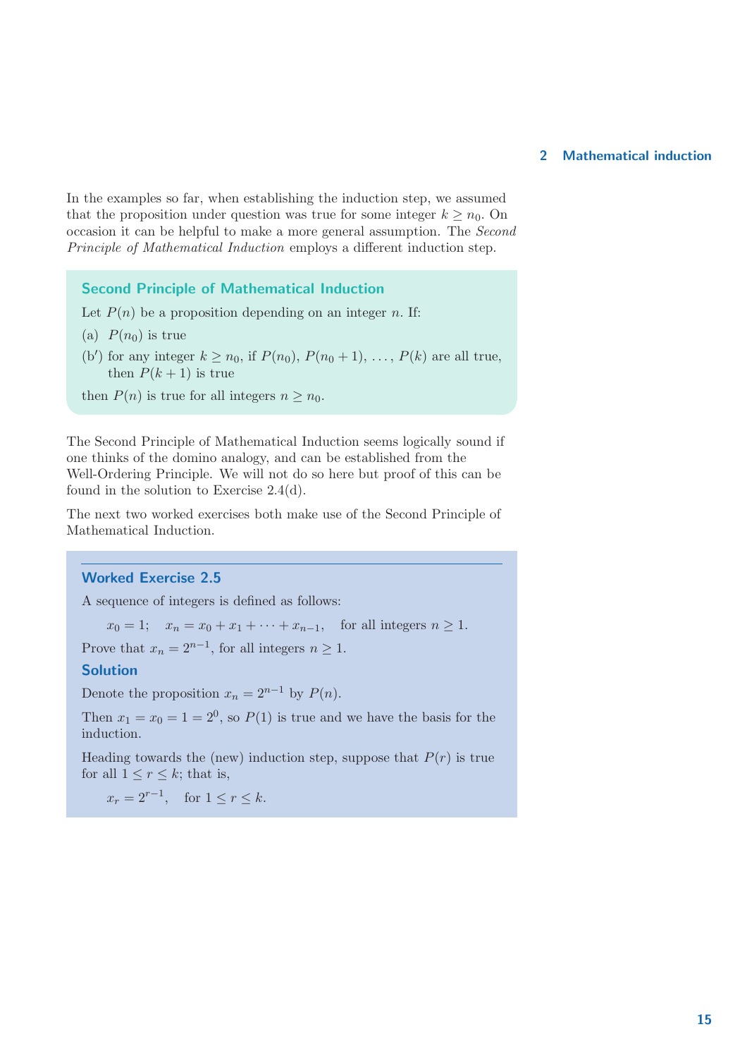In the examples so far, when establishing the induction step, we assumed that the proposition under question was true for some integer $k \geq n_0$. On occasion it can be helpful to make a more general assumption. The *Second Principle of Mathematical Induction* employs a different induction step.

### Second Principle of Mathematical Induction

Let $P(n)$ be a proposition depending on an integer $n$. If:

(a) $P(n_0)$ is true

(b$'$) for any integer $k \geq n_0$, if $P(n_0)$, $P(n_0 + 1)$, $\ldots$, $P(k)$ are all true, then $P(k+1)$ is true

then $P(n)$ is true for all integers $n \geq n_0$.

The Second Principle of Mathematical Induction seems logically sound if one thinks of the domino analogy, and can be established from the Well-Ordering Principle. We will not do so here but proof of this can be found in the solution to Exercise 2.4(d).

The next two worked exercises both make use of the Second Principle of Mathematical Induction.

### Worked Exercise 2.5

A sequence of integers is defined as follows:

$$x_0 = 1; \quad x_n = x_0 + x_1 + \cdots + x_{n-1}, \quad \text{for all integers } n \geq 1.$$

Prove that $x_n = 2^{n-1}$, for all integers $n \geq 1$.

### Solution

Denote the proposition $x_n = 2^{n-1}$ by $P(n)$.

Then $x_1 = x_0 = 1 = 2^0$, so $P(1)$ is true and we have the basis for the induction.

Heading towards the (new) induction step, suppose that $P(r)$ is true for all $1 \leq r \leq k$; that is,

$$x_r = 2^{r-1}, \quad \text{for } 1 \leq r \leq k.$$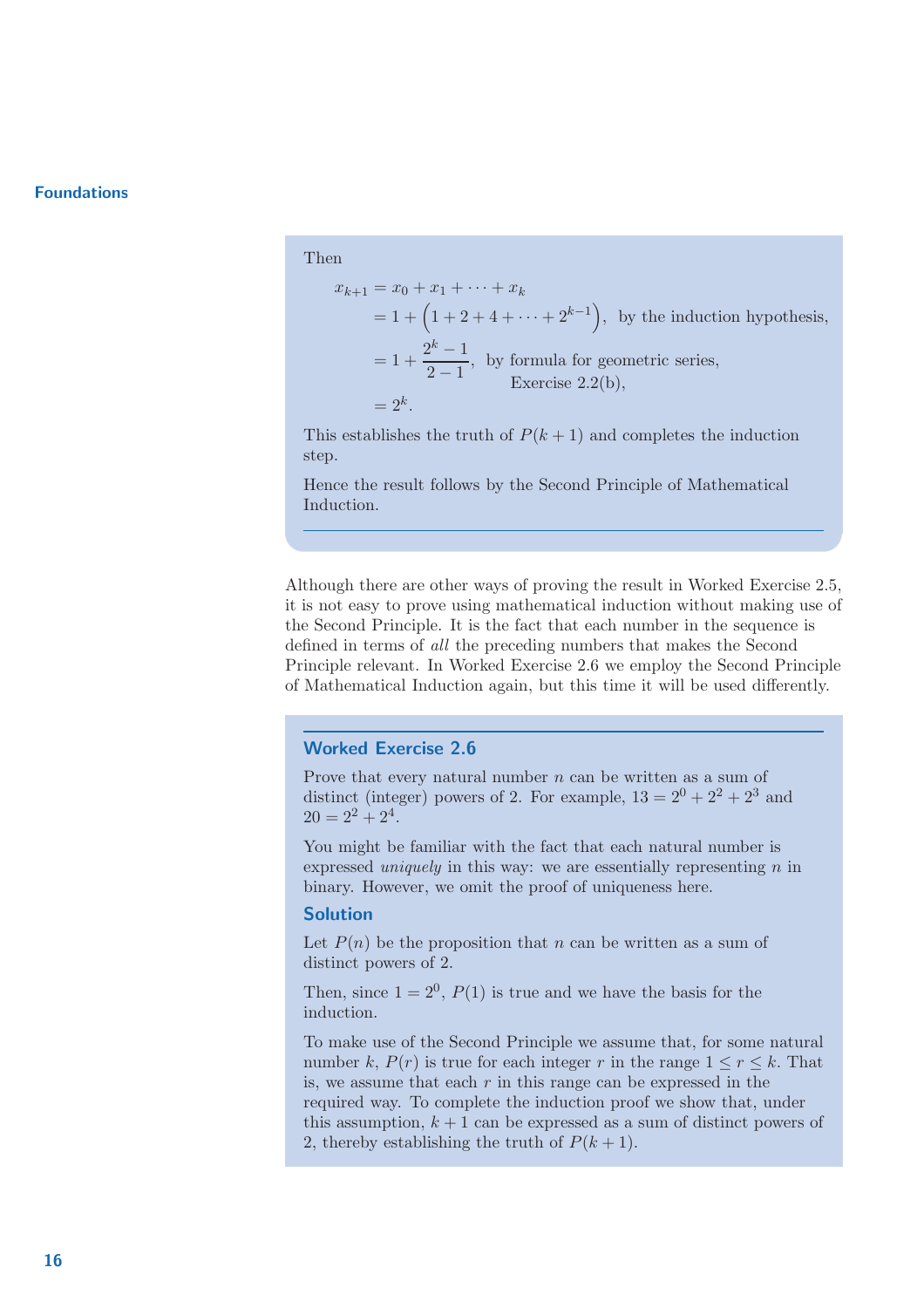Then

$$
\begin{aligned}
x_{k+1} &= x_0 + x_1 + \cdots + x_k \\
&= 1 + \left(1 + 2 + 4 + \cdots + 2^{k-1}\right), \text{ by the induction hypothesis,} \\
&= 1 + \frac{2^k - 1}{2 - 1}, \text{ by formula for geometric series, Exercise 2.2(b),} \\
&= 2^k.
\end{aligned}
$$

This establishes the truth of $P(k+1)$ and completes the induction step.

Hence the result follows by the Second Principle of Mathematical Induction.

Although there are other ways of proving the result in Worked Exercise 2.5, it is not easy to prove using mathematical induction without making use of the Second Principle. It is the fact that each number in the sequence is defined in terms of *all* the preceding numbers that makes the Second Principle relevant. In Worked Exercise 2.6 we employ the Second Principle of Mathematical Induction again, but this time it will be used differently.

### Worked Exercise 2.6

Prove that every natural number $n$ can be written as a sum of distinct (integer) powers of 2. For example, $13 = 2^0 + 2^2 + 2^3$ and $20 = 2^2 + 2^4$.

You might be familiar with the fact that each natural number is expressed *uniquely* in this way: we are essentially representing $n$ in binary. However, we omit the proof of uniqueness here.

#### Solution

Let $P(n)$ be the proposition that $n$ can be written as a sum of distinct powers of 2.

Then, since $1 = 2^0$, $P(1)$ is true and we have the basis for the induction.

To make use of the Second Principle we assume that, for some natural number $k$, $P(r)$ is true for each integer $r$ in the range $1 \leq r \leq k$. That is, we assume that each $r$ in this range can be expressed in the required way. To complete the induction proof we show that, under this assumption, $k+1$ can be expressed as a sum of distinct powers of 2, thereby establishing the truth of $P(k+1)$.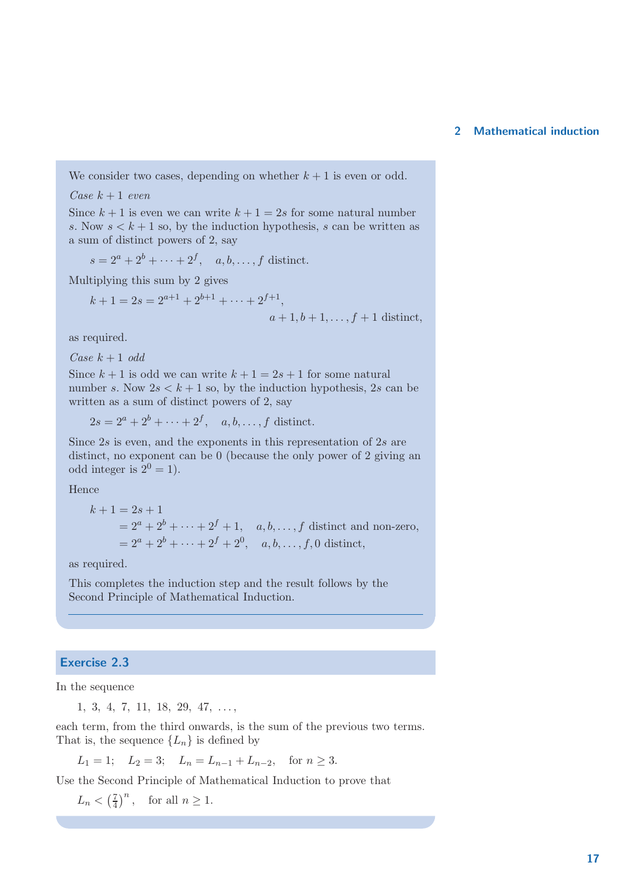We consider two cases, depending on whether $k+1$ is even or odd.

*Case $k+1$ even*

Since $k+1$ is even we can write $k+1 = 2s$ for some natural number $s$. Now $s < k+1$ so, by the induction hypothesis, $s$ can be written as a sum of distinct powers of 2, say

$$s = 2^a + 2^b + \cdots + 2^f, \quad a, b, \ldots, f \text{ distinct.}$$

Multiplying this sum by 2 gives

$$k+1 = 2s = 2^{a+1} + 2^{b+1} + \cdots + 2^{f+1}, \quad a+1, b+1, \ldots, f+1 \text{ distinct,}$$

as required.

*Case $k+1$ odd*

Since $k+1$ is odd we can write $k+1 = 2s+1$ for some natural number $s$. Now $2s < k+1$ so, by the induction hypothesis, $2s$ can be written as a sum of distinct powers of 2, say

$$2s = 2^a + 2^b + \cdots + 2^f, \quad a, b, \ldots, f \text{ distinct.}$$

Since $2s$ is even, and the exponents in this representation of $2s$ are distinct, no exponent can be 0 (because the only power of 2 giving an odd integer is $2^0 = 1$).

Hence

$$\begin{aligned} k+1 &= 2s+1 \\ &= 2^a + 2^b + \cdots + 2^f + 1, \quad a, b, \ldots, f \text{ distinct and non-zero,} \\ &= 2^a + 2^b + \cdots + 2^f + 2^0, \quad a, b, \ldots, f, 0 \text{ distinct,} \end{aligned}$$

as required.

This completes the induction step and the result follows by the Second Principle of Mathematical Induction.

## Exercise 2.3

In the sequence

$$1,\ 3,\ 4,\ 7,\ 11,\ 18,\ 29,\ 47,\ \ldots,$$

each term, from the third onwards, is the sum of the previous two terms. That is, the sequence $\{L_n\}$ is defined by

$$L_1 = 1; \quad L_2 = 3; \quad L_n = L_{n-1} + L_{n-2}, \quad \text{for } n \geq 3.$$

Use the Second Principle of Mathematical Induction to prove that

$$L_n < \left(\tfrac{7}{4}\right)^n, \quad \text{for all } n \geq 1.$$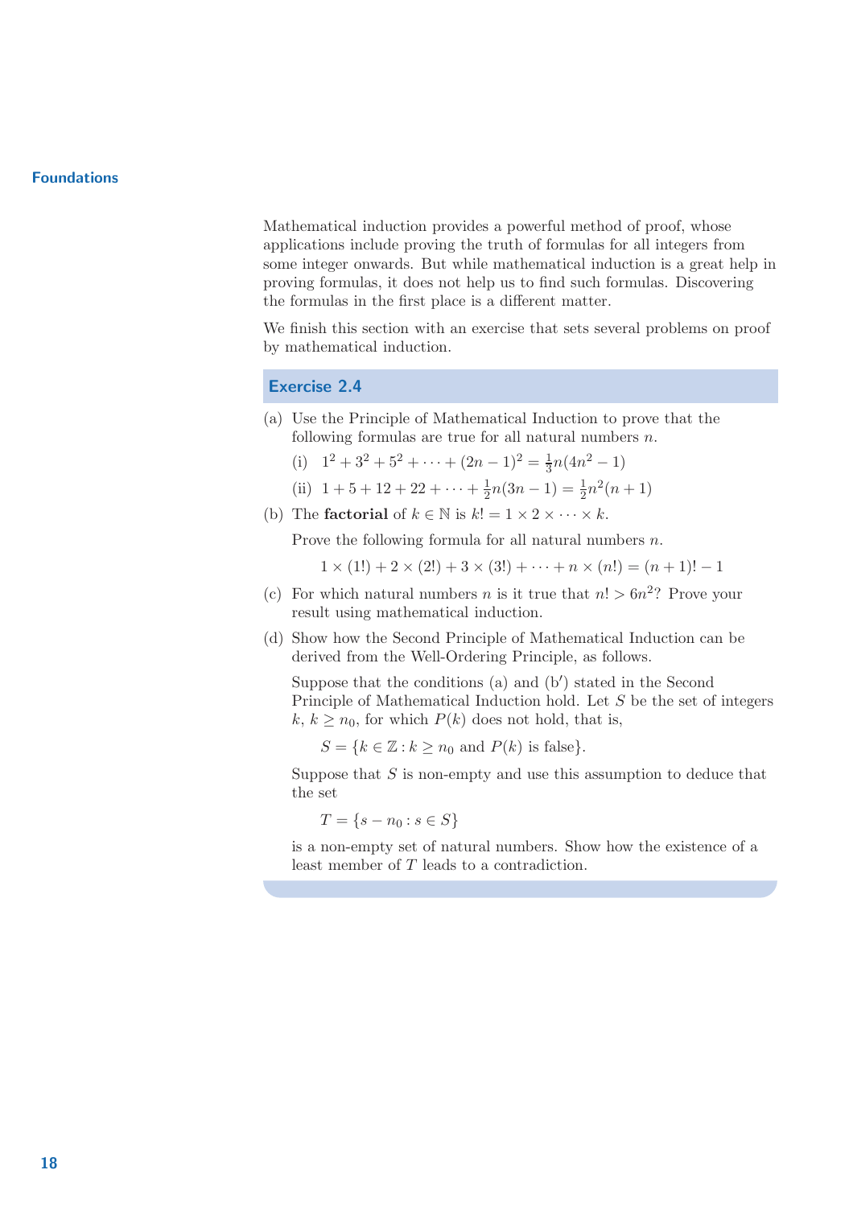Mathematical induction provides a powerful method of proof, whose applications include proving the truth of formulas for all integers from some integer onwards. But while mathematical induction is a great help in proving formulas, it does not help us to find such formulas. Discovering the formulas in the first place is a different matter.

We finish this section with an exercise that sets several problems on proof by mathematical induction.

## Exercise 2.4

(a) Use the Principle of Mathematical Induction to prove that the following formulas are true for all natural numbers $n$.

(i) $1^2 + 3^2 + 5^2 + \cdots + (2n-1)^2 = \frac{1}{3}n(4n^2 - 1)$

(ii) $1 + 5 + 12 + 22 + \cdots + \frac{1}{2}n(3n-1) = \frac{1}{2}n^2(n+1)$

(b) The **factorial** of $k \in \mathbb{N}$ is $k! = 1 \times 2 \times \cdots \times k$.

Prove the following formula for all natural numbers $n$.

$$1 \times (1!) + 2 \times (2!) + 3 \times (3!) + \cdots + n \times (n!) = (n+1)! - 1$$

(c) For which natural numbers $n$ is it true that $n! > 6n^2$? Prove your result using mathematical induction.

(d) Show how the Second Principle of Mathematical Induction can be derived from the Well-Ordering Principle, as follows.

Suppose that the conditions (a) and (b$'$) stated in the Second Principle of Mathematical Induction hold. Let $S$ be the set of integers $k$, $k \geq n_0$, for which $P(k)$ does not hold, that is,

$$S = \{k \in \mathbb{Z} : k \geq n_0 \text{ and } P(k) \text{ is false}\}.$$

Suppose that $S$ is non-empty and use this assumption to deduce that the set

$$T = \{s - n_0 : s \in S\}$$

is a non-empty set of natural numbers. Show how the existence of a least member of $T$ leads to a contradiction.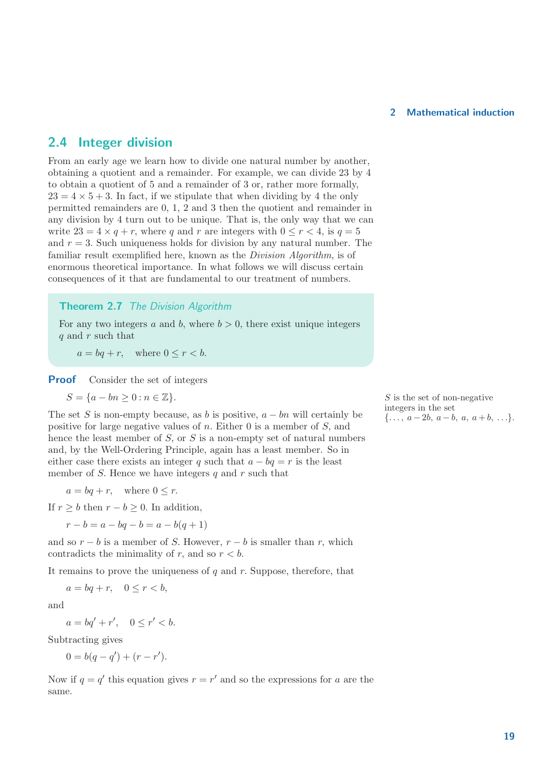## 2.4 Integer division

From an early age we learn how to divide one natural number by another, obtaining a quotient and a remainder. For example, we can divide 23 by 4 to obtain a quotient of 5 and a remainder of 3 or, rather more formally, $23 = 4 \times 5 + 3$. In fact, if we stipulate that when dividing by 4 the only permitted remainders are 0, 1, 2 and 3 then the quotient and remainder in any division by 4 turn out to be unique. That is, the only way that we can write $23 = 4 \times q + r$, where $q$ and $r$ are integers with $0 \leq r < 4$, is $q = 5$ and $r = 3$. Such uniqueness holds for division by any natural number. The familiar result exemplified here, known as the *Division Algorithm*, is of enormous theoretical importance. In what follows we will discuss certain consequences of it that are fundamental to our treatment of numbers.

**Theorem 2.7** *The Division Algorithm*

For any two integers $a$ and $b$, where $b > 0$, there exist unique integers $q$ and $r$ such that

$$a = bq + r, \quad \text{where } 0 \leq r < b.$$

**Proof** Consider the set of integers

$$S = \{a - bn \geq 0 : n \in \mathbb{Z}\}.$$

$S$ is the set of non-negative integers in the set $\{\ldots, a-2b, a-b, a, a+b, \ldots\}$.

The set $S$ is non-empty because, as $b$ is positive, $a - bn$ will certainly be positive for large negative values of $n$. Either 0 is a member of $S$, and hence the least member of $S$, or $S$ is a non-empty set of natural numbers and, by the Well-Ordering Principle, again has a least member. So in either case there exists an integer $q$ such that $a - bq = r$ is the least member of $S$. Hence we have integers $q$ and $r$ such that

$$a = bq + r, \quad \text{where } 0 \leq r.$$

If $r \geq b$ then $r - b \geq 0$. In addition,

$$r - b = a - bq - b = a - b(q + 1)$$

and so $r - b$ is a member of $S$. However, $r - b$ is smaller than $r$, which contradicts the minimality of $r$, and so $r < b$.

It remains to prove the uniqueness of $q$ and $r$. Suppose, therefore, that

$$a = bq + r, \quad 0 \leq r < b,$$

and

$$a = bq' + r', \quad 0 \leq r' < b.$$

Subtracting gives

$$0 = b(q - q') + (r - r').$$

Now if $q = q'$ this equation gives $r = r'$ and so the expressions for $a$ are the same.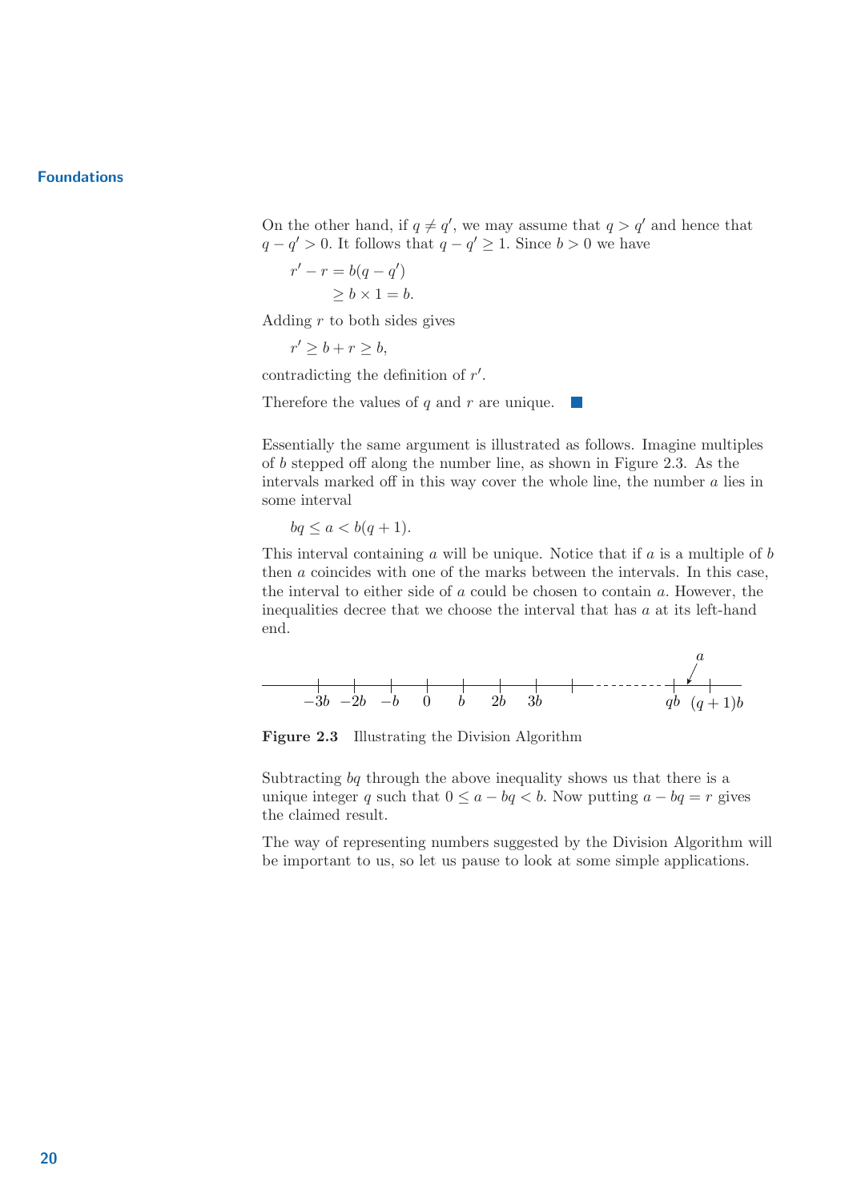On the other hand, if $q \neq q'$, we may assume that $q > q'$ and hence that $q - q' > 0$. It follows that $q - q' \geq 1$. Since $b > 0$ we have

$$\begin{aligned} r' - r &= b(q - q') \\ &\geq b \times 1 = b. \end{aligned}$$

Adding $r$ to both sides gives

$$r' \geq b + r \geq b,$$

contradicting the definition of $r'$.

Therefore the values of $q$ and $r$ are unique. ■

Essentially the same argument is illustrated as follows. Imagine multiples of $b$ stepped off along the number line, as shown in Figure 2.3. As the intervals marked off in this way cover the whole line, the number $a$ lies in some interval

$$bq \leq a < b(q + 1).$$

This interval containing $a$ will be unique. Notice that if $a$ is a multiple of $b$ then $a$ coincides with one of the marks between the intervals. In this case, the interval to either side of $a$ could be chosen to contain $a$. However, the inequalities decree that we choose the interval that has $a$ at its left-hand end.

**Figure 2.3** Illustrating the Division Algorithm

Subtracting $bq$ through the above inequality shows us that there is a unique integer $q$ such that $0 \leq a - bq < b$. Now putting $a - bq = r$ gives the claimed result.

The way of representing numbers suggested by the Division Algorithm will be important to us, so let us pause to look at some simple applications.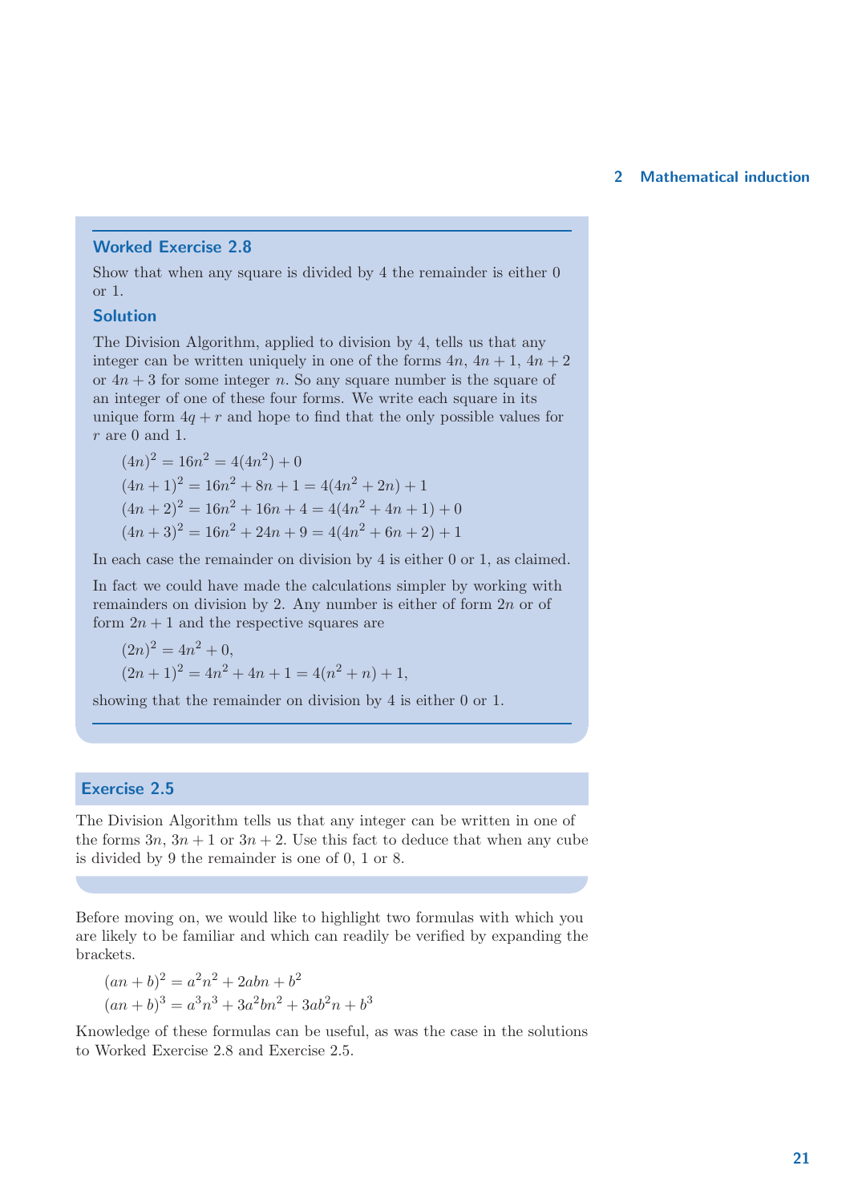### Worked Exercise 2.8

Show that when any square is divided by 4 the remainder is either 0 or 1.

#### Solution

The Division Algorithm, applied to division by 4, tells us that any integer can be written uniquely in one of the forms $4n$, $4n+1$, $4n+2$ or $4n+3$ for some integer $n$. So any square number is the square of an integer of one of these four forms. We write each square in its unique form $4q+r$ and hope to find that the only possible values for $r$ are 0 and 1.

$$(4n)^2 = 16n^2 = 4(4n^2) + 0$$
$$(4n+1)^2 = 16n^2 + 8n + 1 = 4(4n^2 + 2n) + 1$$
$$(4n+2)^2 = 16n^2 + 16n + 4 = 4(4n^2 + 4n + 1) + 0$$
$$(4n+3)^2 = 16n^2 + 24n + 9 = 4(4n^2 + 6n + 2) + 1$$

In each case the remainder on division by 4 is either 0 or 1, as claimed.

In fact we could have made the calculations simpler by working with remainders on division by 2. Any number is either of form $2n$ or of form $2n+1$ and the respective squares are

$$(2n)^2 = 4n^2 + 0,$$
$$(2n+1)^2 = 4n^2 + 4n + 1 = 4(n^2 + n) + 1,$$

showing that the remainder on division by 4 is either 0 or 1.

### Exercise 2.5

The Division Algorithm tells us that any integer can be written in one of the forms $3n$, $3n+1$ or $3n+2$. Use this fact to deduce that when any cube is divided by 9 the remainder is one of 0, 1 or 8.

Before moving on, we would like to highlight two formulas with which you are likely to be familiar and which can readily be verified by expanding the brackets.

$$(an+b)^2 = a^2n^2 + 2abn + b^2$$
$$(an+b)^3 = a^3n^3 + 3a^2bn^2 + 3ab^2n + b^3$$

Knowledge of these formulas can be useful, as was the case in the solutions to Worked Exercise 2.8 and Exercise 2.5.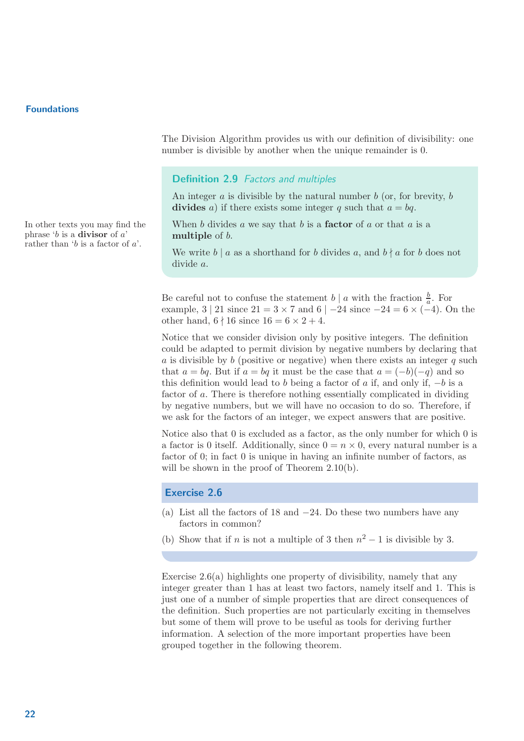The Division Algorithm provides us with our definition of divisibility: one number is divisible by another when the unique remainder is 0.

### Definition 2.9 *Factors and multiples*

An integer $a$ is divisible by the natural number $b$ (or, for brevity, $b$ **divides** $a$) if there exists some integer $q$ such that $a = bq$.

When $b$ divides $a$ we say that $b$ is a **factor** of $a$ or that $a$ is a **multiple** of $b$.

We write $b \mid a$ as a shorthand for $b$ divides $a$, and $b \nmid a$ for $b$ does not divide $a$.

In other texts you may find the phrase '$b$ is a **divisor** of $a$' rather than '$b$ is a factor of $a$'.

Be careful not to confuse the statement $b \mid a$ with the fraction $\frac{b}{a}$. For example, $3 \mid 21$ since $21 = 3 \times 7$ and $6 \mid -24$ since $-24 = 6 \times (-4)$. On the other hand, $6 \nmid 16$ since $16 = 6 \times 2 + 4$.

Notice that we consider division only by positive integers. The definition could be adapted to permit division by negative numbers by declaring that $a$ is divisible by $b$ (positive or negative) when there exists an integer $q$ such that $a = bq$. But if $a = bq$ it must be the case that $a = (-b)(-q)$ and so this definition would lead to $b$ being a factor of $a$ if, and only if, $-b$ is a factor of $a$. There is therefore nothing essentially complicated in dividing by negative numbers, but we will have no occasion to do so. Therefore, if we ask for the factors of an integer, we expect answers that are positive.

Notice also that 0 is excluded as a factor, as the only number for which 0 is a factor is 0 itself. Additionally, since $0 = n \times 0$, every natural number is a factor of 0; in fact 0 is unique in having an infinite number of factors, as will be shown in the proof of Theorem 2.10(b).

### Exercise 2.6

(a) List all the factors of 18 and $-24$. Do these two numbers have any factors in common?

(b) Show that if $n$ is not a multiple of 3 then $n^2 - 1$ is divisible by 3.

Exercise 2.6(a) highlights one property of divisibility, namely that any integer greater than 1 has at least two factors, namely itself and 1. This is just one of a number of simple properties that are direct consequences of the definition. Such properties are not particularly exciting in themselves but some of them will prove to be useful as tools for deriving further information. A selection of the more important properties have been grouped together in the following theorem.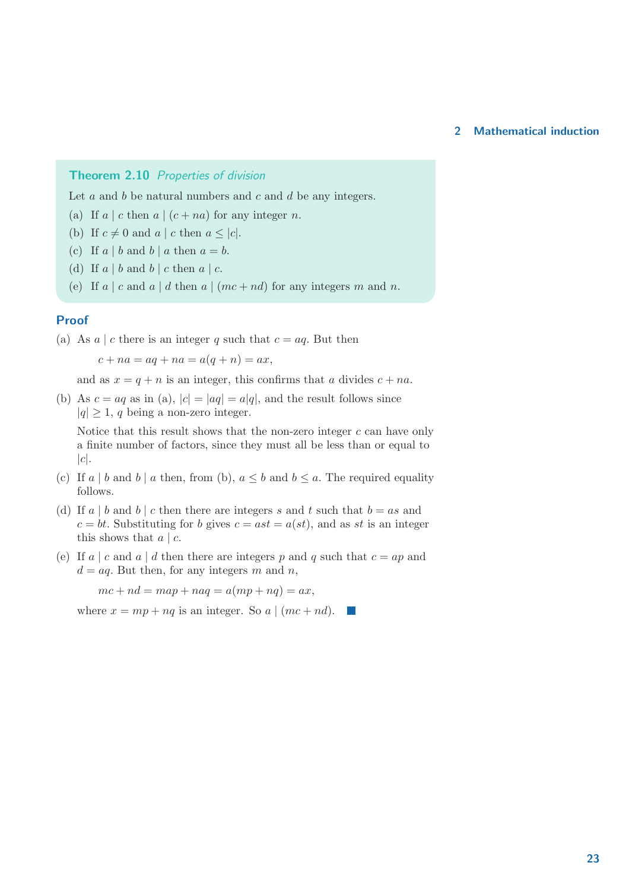### Theorem 2.10 *Properties of division*

Let $a$ and $b$ be natural numbers and $c$ and $d$ be any integers.

(a) If $a \mid c$ then $a \mid (c + na)$ for any integer $n$.

(b) If $c \neq 0$ and $a \mid c$ then $a \leq |c|$.

(c) If $a \mid b$ and $b \mid a$ then $a = b$.

(d) If $a \mid b$ and $b \mid c$ then $a \mid c$.

(e) If $a \mid c$ and $a \mid d$ then $a \mid (mc + nd)$ for any integers $m$ and $n$.

### Proof

(a) As $a \mid c$ there is an integer $q$ such that $c = aq$. But then

$$c + na = aq + na = a(q + n) = ax,$$

and as $x = q + n$ is an integer, this confirms that $a$ divides $c + na$.

(b) As $c = aq$ as in (a), $|c| = |aq| = a|q|$, and the result follows since $|q| \geq 1$, $q$ being a non-zero integer.

Notice that this result shows that the non-zero integer $c$ can have only a finite number of factors, since they must all be less than or equal to $|c|$.

(c) If $a \mid b$ and $b \mid a$ then, from (b), $a \leq b$ and $b \leq a$. The required equality follows.

(d) If $a \mid b$ and $b \mid c$ then there are integers $s$ and $t$ such that $b = as$ and $c = bt$. Substituting for $b$ gives $c = ast = a(st)$, and as $st$ is an integer this shows that $a \mid c$.

(e) If $a \mid c$ and $a \mid d$ then there are integers $p$ and $q$ such that $c = ap$ and $d = aq$. But then, for any integers $m$ and $n$,

$$mc + nd = map + naq = a(mp + nq) = ax,$$

where $x = mp + nq$ is an integer. So $a \mid (mc + nd)$. ■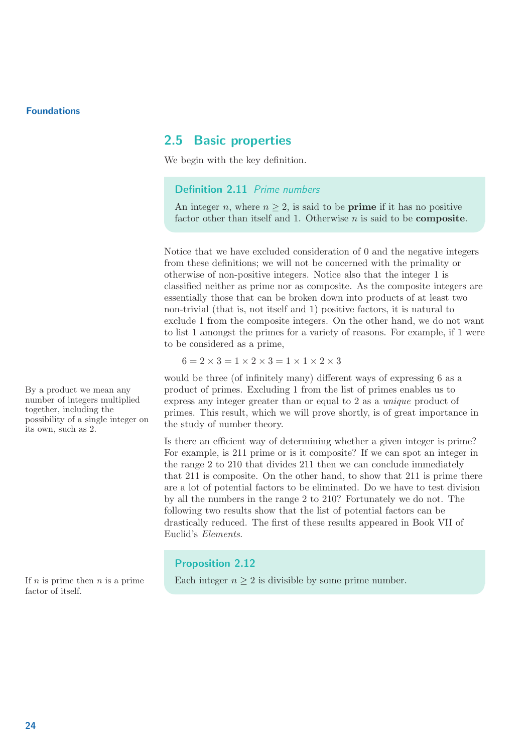## 2.5 Basic properties

We begin with the key definition.

> **Definition 2.11** *Prime numbers*
>
> An integer $n$, where $n \geq 2$, is said to be **prime** if it has no positive factor other than itself and 1. Otherwise $n$ is said to be **composite**.

Notice that we have excluded consideration of 0 and the negative integers from these definitions; we will not be concerned with the primality or otherwise of non-positive integers. Notice also that the integer 1 is classified neither as prime nor as composite. As the composite integers are essentially those that can be broken down into products of at least two non-trivial (that is, not itself and 1) positive factors, it is natural to exclude 1 from the composite integers. On the other hand, we do not want to list 1 amongst the primes for a variety of reasons. For example, if 1 were to be considered as a prime,

$$6 = 2 \times 3 = 1 \times 2 \times 3 = 1 \times 1 \times 2 \times 3$$

would be three (of infinitely many) different ways of expressing 6 as a product of primes. Excluding 1 from the list of primes enables us to express any integer greater than or equal to 2 as a *unique* product of primes. This result, which we will prove shortly, is of great importance in the study of number theory.

By a product we mean any number of integers multiplied together, including the possibility of a single integer on its own, such as 2.

Is there an efficient way of determining whether a given integer is prime? For example, is 211 prime or is it composite? If we can spot an integer in the range 2 to 210 that divides 211 then we can conclude immediately that 211 is composite. On the other hand, to show that 211 is prime there are a lot of potential factors to be eliminated. Do we have to test division by all the numbers in the range 2 to 210? Fortunately we do not. The following two results show that the list of potential factors can be drastically reduced. The first of these results appeared in Book VII of Euclid's *Elements*.

> **Proposition 2.12**
>
> Each integer $n \geq 2$ is divisible by some prime number.

If $n$ is prime then $n$ is a prime factor of itself.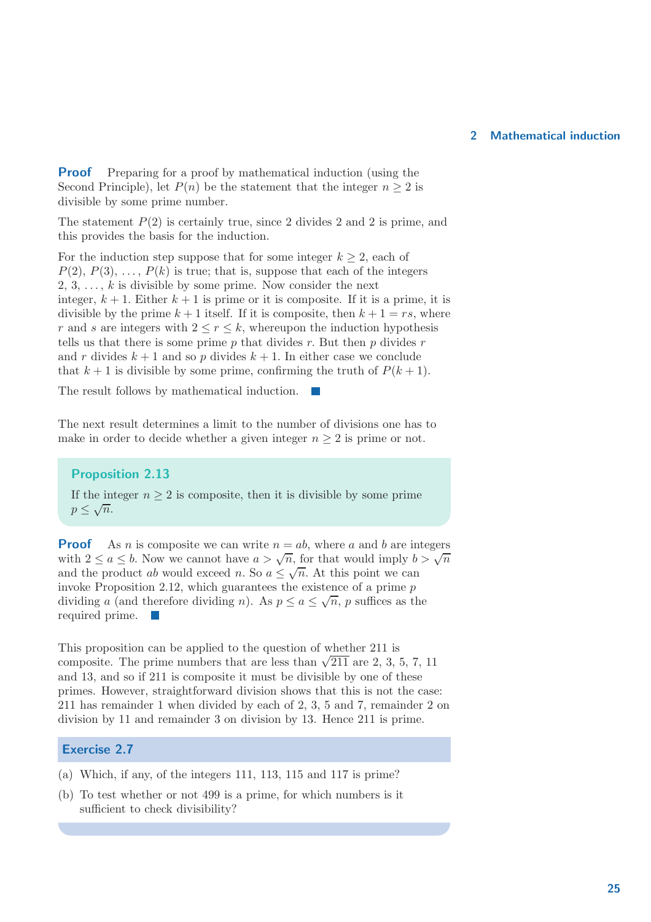**Proof** Preparing for a proof by mathematical induction (using the Second Principle), let $P(n)$ be the statement that the integer $n \geq 2$ is divisible by some prime number.

The statement $P(2)$ is certainly true, since 2 divides 2 and 2 is prime, and this provides the basis for the induction.

For the induction step suppose that for some integer $k \geq 2$, each of $P(2)$, $P(3)$, ..., $P(k)$ is true; that is, suppose that each of the integers 2, 3, ..., $k$ is divisible by some prime. Now consider the next integer, $k+1$. Either $k+1$ is prime or it is composite. If it is a prime, it is divisible by the prime $k+1$ itself. If it is composite, then $k+1 = rs$, where $r$ and $s$ are integers with $2 \leq r \leq k$, whereupon the induction hypothesis tells us that there is some prime $p$ that divides $r$. But then $p$ divides $r$ and $r$ divides $k+1$ and so $p$ divides $k+1$. In either case we conclude that $k+1$ is divisible by some prime, confirming the truth of $P(k+1)$.

The result follows by mathematical induction. ■

The next result determines a limit to the number of divisions one has to make in order to decide whether a given integer $n \geq 2$ is prime or not.

**Proposition 2.13**

*If the integer $n \geq 2$ is composite, then it is divisible by some prime $p \leq \sqrt{n}$.*

**Proof** As $n$ is composite we can write $n = ab$, where $a$ and $b$ are integers with $2 \leq a \leq b$. Now we cannot have $a > \sqrt{n}$, for that would imply $b > \sqrt{n}$ and the product $ab$ would exceed $n$. So $a \leq \sqrt{n}$. At this point we can invoke Proposition 2.12, which guarantees the existence of a prime $p$ dividing $a$ (and therefore dividing $n$). As $p \leq a \leq \sqrt{n}$, $p$ suffices as the required prime. ■

This proposition can be applied to the question of whether 211 is composite. The prime numbers that are less than $\sqrt{211}$ are 2, 3, 5, 7, 11 and 13, and so if 211 is composite it must be divisible by one of these primes. However, straightforward division shows that this is not the case: 211 has remainder 1 when divided by each of 2, 3, 5 and 7, remainder 2 on division by 11 and remainder 3 on division by 13. Hence 211 is prime.

**Exercise 2.7**

(a) Which, if any, of the integers 111, 113, 115 and 117 is prime?

(b) To test whether or not 499 is a prime, for which numbers is it sufficient to check divisibility?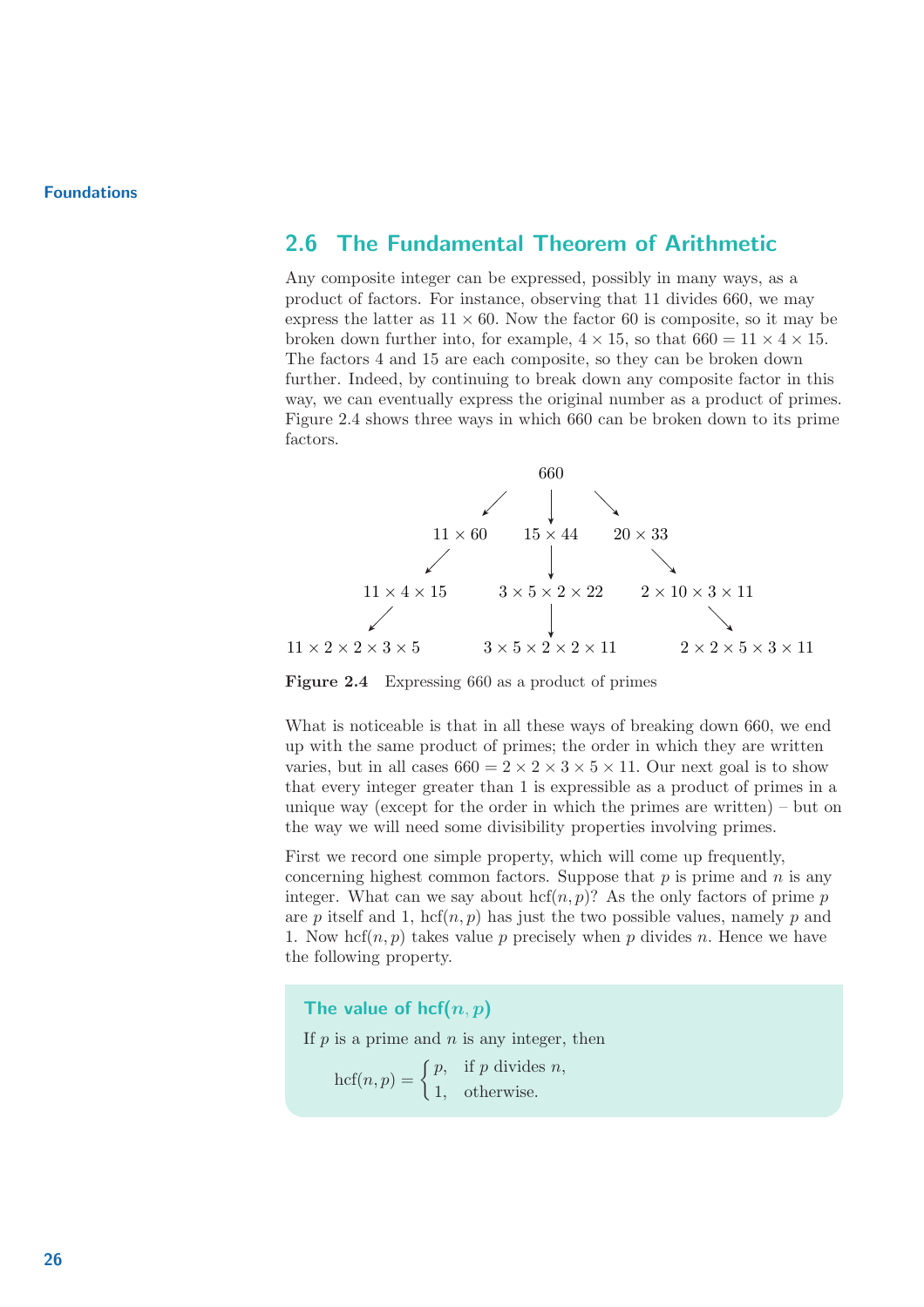## 2.6 The Fundamental Theorem of Arithmetic

Any composite integer can be expressed, possibly in many ways, as a product of factors. For instance, observing that 11 divides 660, we may express the latter as $11 \times 60$. Now the factor 60 is composite, so it may be broken down further into, for example, $4 \times 15$, so that $660 = 11 \times 4 \times 15$. The factors 4 and 15 are each composite, so they can be broken down further. Indeed, by continuing to break down any composite factor in this way, we can eventually express the original number as a product of primes. Figure 2.4 shows three ways in which 660 can be broken down to its prime factors.

$$
\begin{array}{ccc}
 & 660 & \\
\swarrow & \downarrow & \searrow \\
11 \times 60 & 15 \times 44 & 20 \times 33 \\
\swarrow & \downarrow & \searrow \\
11 \times 4 \times 15 & 3 \times 5 \times 2 \times 22 & 2 \times 10 \times 3 \times 11 \\
\swarrow & \downarrow & \searrow \\
11 \times 2 \times 2 \times 3 \times 5 & 3 \times 5 \times 2 \times 2 \times 11 & 2 \times 2 \times 5 \times 3 \times 11
\end{array}
$$

**Figure 2.4** Expressing 660 as a product of primes

What is noticeable is that in all these ways of breaking down 660, we end up with the same product of primes; the order in which they are written varies, but in all cases $660 = 2 \times 2 \times 3 \times 5 \times 11$. Our next goal is to show that every integer greater than 1 is expressible as a product of primes in a unique way (except for the order in which the primes are written) – but on the way we will need some divisibility properties involving primes.

First we record one simple property, which will come up frequently, concerning highest common factors. Suppose that $p$ is prime and $n$ is any integer. What can we say about $\text{hcf}(n, p)$? As the only factors of prime $p$ are $p$ itself and 1, $\text{hcf}(n, p)$ has just the two possible values, namely $p$ and 1. Now $\text{hcf}(n, p)$ takes value $p$ precisely when $p$ divides $n$. Hence we have the following property.

### The value of $\text{hcf}(n, p)$

If $p$ is a prime and $n$ is any integer, then

$$\text{hcf}(n, p) = \begin{cases} p, & \text{if } p \text{ divides } n, \\ 1, & \text{otherwise.} \end{cases}$$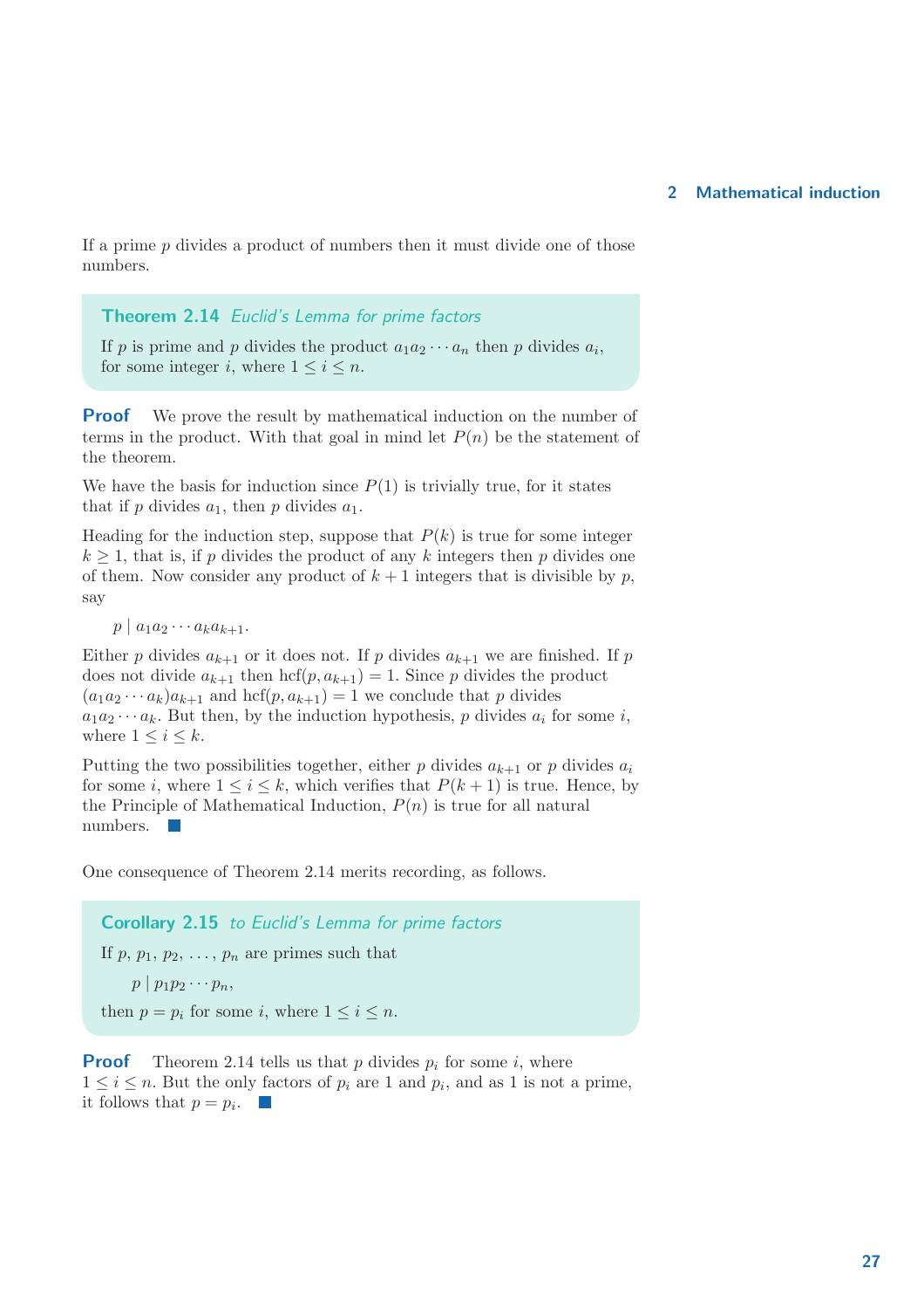If a prime $p$ divides a product of numbers then it must divide one of those numbers.

**Theorem 2.14** *Euclid's Lemma for prime factors*

If $p$ is prime and $p$ divides the product $a_1 a_2 \cdots a_n$ then $p$ divides $a_i$, for some integer $i$, where $1 \leq i \leq n$.

**Proof** We prove the result by mathematical induction on the number of terms in the product. With that goal in mind let $P(n)$ be the statement of the theorem.

We have the basis for induction since $P(1)$ is trivially true, for it states that if $p$ divides $a_1$, then $p$ divides $a_1$.

Heading for the induction step, suppose that $P(k)$ is true for some integer $k \geq 1$, that is, if $p$ divides the product of any $k$ integers then $p$ divides one of them. Now consider any product of $k+1$ integers that is divisible by $p$, say

$$p \mid a_1 a_2 \cdots a_k a_{k+1}.$$

Either $p$ divides $a_{k+1}$ or it does not. If $p$ divides $a_{k+1}$ we are finished. If $p$ does not divide $a_{k+1}$ then $\mathrm{hcf}(p, a_{k+1}) = 1$. Since $p$ divides the product $(a_1 a_2 \cdots a_k) a_{k+1}$ and $\mathrm{hcf}(p, a_{k+1}) = 1$ we conclude that $p$ divides $a_1 a_2 \cdots a_k$. But then, by the induction hypothesis, $p$ divides $a_i$ for some $i$, where $1 \leq i \leq k$.

Putting the two possibilities together, either $p$ divides $a_{k+1}$ or $p$ divides $a_i$ for some $i$, where $1 \leq i \leq k$, which verifies that $P(k+1)$ is true. Hence, by the Principle of Mathematical Induction, $P(n)$ is true for all natural numbers. ■

One consequence of Theorem 2.14 merits recording, as follows.

**Corollary 2.15** *to Euclid's Lemma for prime factors*

If $p$, $p_1$, $p_2$, $\ldots$, $p_n$ are primes such that

$$p \mid p_1 p_2 \cdots p_n,$$

then $p = p_i$ for some $i$, where $1 \leq i \leq n$.

**Proof** Theorem 2.14 tells us that $p$ divides $p_i$ for some $i$, where $1 \leq i \leq n$. But the only factors of $p_i$ are 1 and $p_i$, and as 1 is not a prime, it follows that $p = p_i$. ■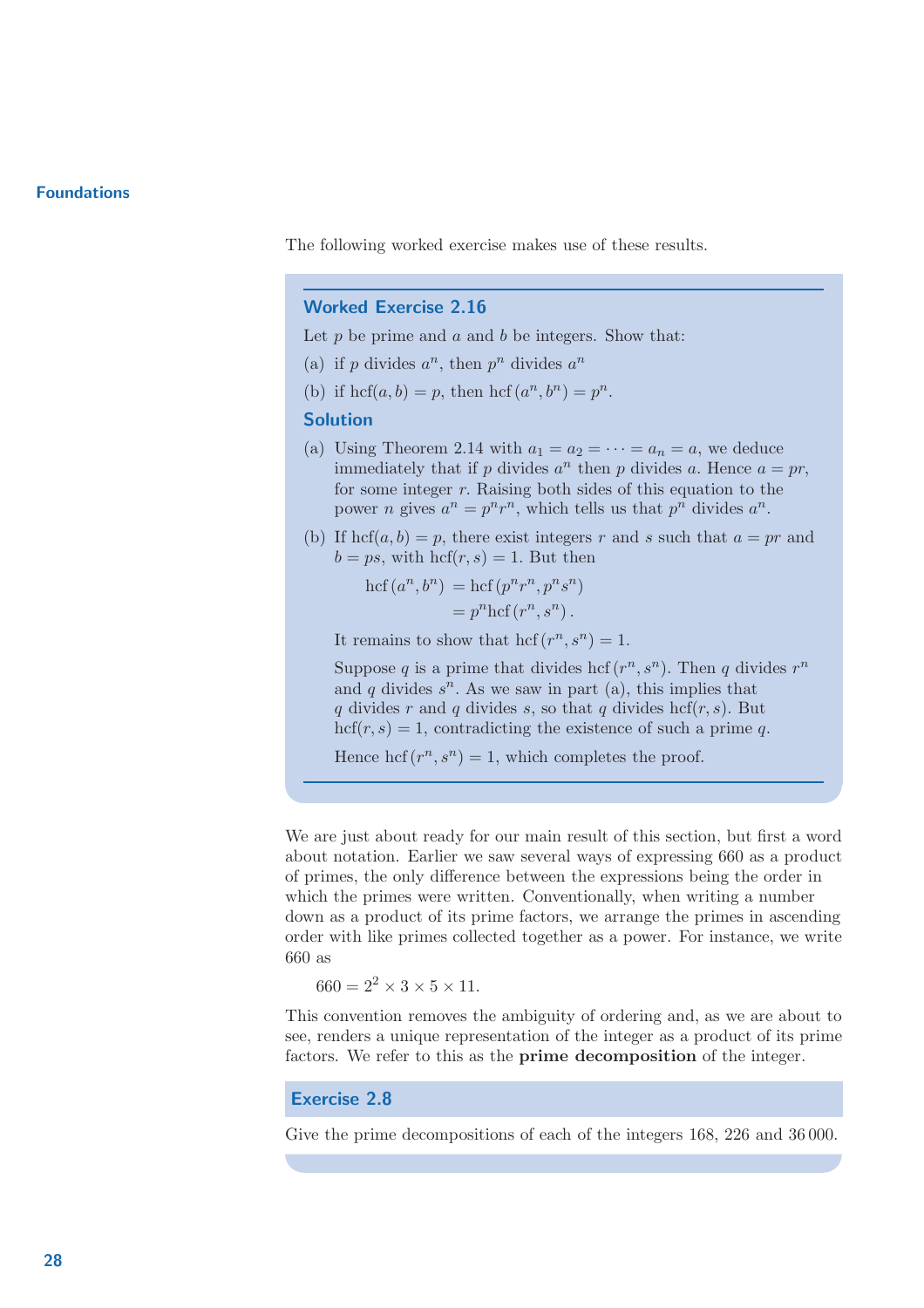The following worked exercise makes use of these results.

### Worked Exercise 2.16

Let $p$ be prime and $a$ and $b$ be integers. Show that:

(a) if $p$ divides $a^n$, then $p^n$ divides $a^n$

(b) if $\text{hcf}(a, b) = p$, then $\text{hcf}(a^n, b^n) = p^n$.

### Solution

(a) Using Theorem 2.14 with $a_1 = a_2 = \cdots = a_n = a$, we deduce immediately that if $p$ divides $a^n$ then $p$ divides $a$. Hence $a = pr$, for some integer $r$. Raising both sides of this equation to the power $n$ gives $a^n = p^n r^n$, which tells us that $p^n$ divides $a^n$.

(b) If $\text{hcf}(a, b) = p$, there exist integers $r$ and $s$ such that $a = pr$ and $b = ps$, with $\text{hcf}(r, s) = 1$. But then

$$\begin{aligned} \text{hcf}(a^n, b^n) &= \text{hcf}(p^n r^n, p^n s^n) \\ &= p^n \text{hcf}(r^n, s^n). \end{aligned}$$

It remains to show that $\text{hcf}(r^n, s^n) = 1$.

Suppose $q$ is a prime that divides $\text{hcf}(r^n, s^n)$. Then $q$ divides $r^n$ and $q$ divides $s^n$. As we saw in part (a), this implies that $q$ divides $r$ and $q$ divides $s$, so that $q$ divides $\text{hcf}(r, s)$. But $\text{hcf}(r, s) = 1$, contradicting the existence of such a prime $q$.

Hence $\text{hcf}(r^n, s^n) = 1$, which completes the proof.

We are just about ready for our main result of this section, but first a word about notation. Earlier we saw several ways of expressing 660 as a product of primes, the only difference between the expressions being the order in which the primes were written. Conventionally, when writing a number down as a product of its prime factors, we arrange the primes in ascending order with like primes collected together as a power. For instance, we write 660 as

$$660 = 2^2 \times 3 \times 5 \times 11.$$

This convention removes the ambiguity of ordering and, as we are about to see, renders a unique representation of the integer as a product of its prime factors. We refer to this as the **prime decomposition** of the integer.

### Exercise 2.8

Give the prime decompositions of each of the integers 168, 226 and 36 000.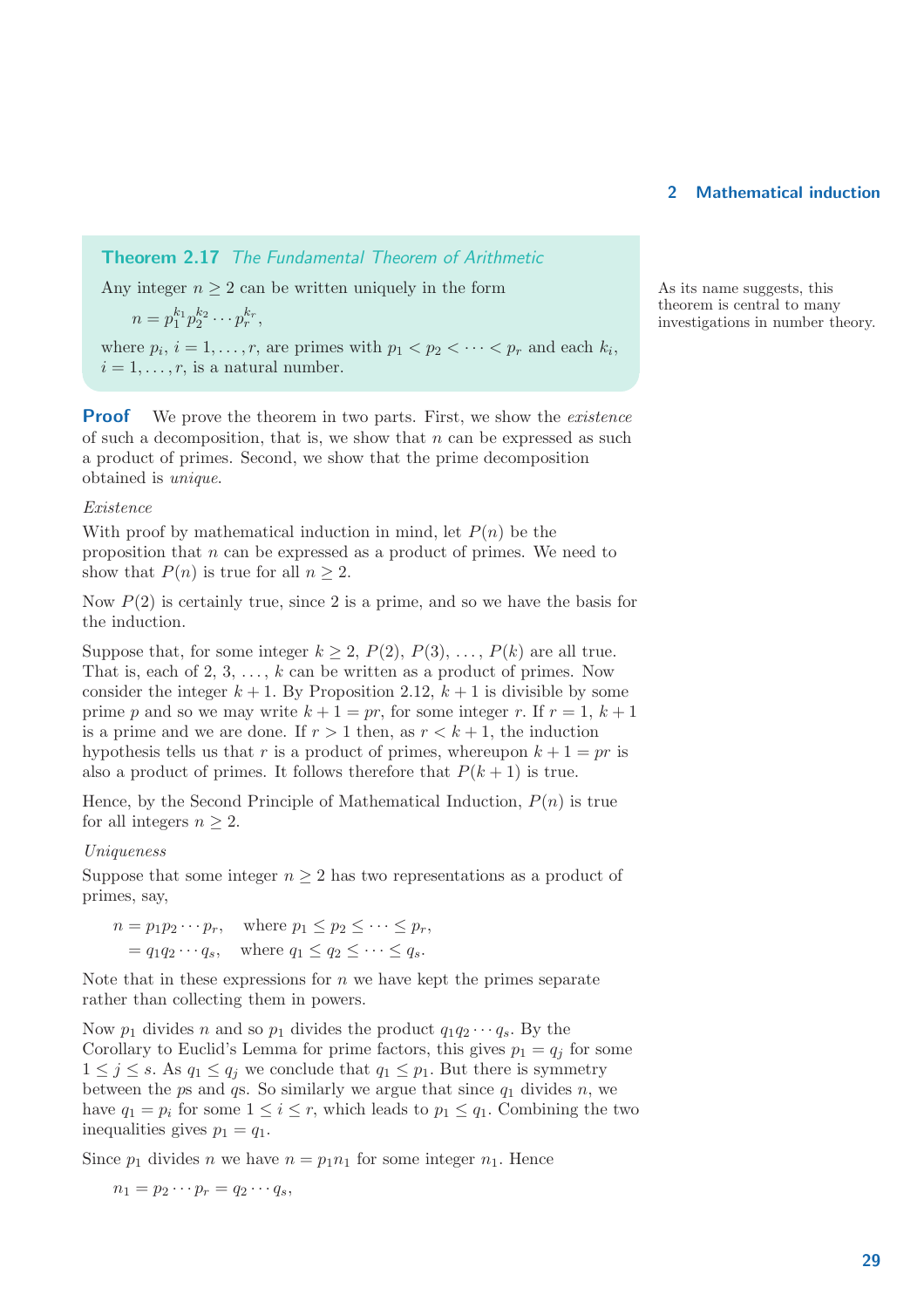**Theorem 2.17** *The Fundamental Theorem of Arithmetic*

Any integer $n \geq 2$ can be written uniquely in the form

$$n = p_1^{k_1} p_2^{k_2} \cdots p_r^{k_r},$$

where $p_i$, $i = 1, \ldots, r$, are primes with $p_1 < p_2 < \cdots < p_r$ and each $k_i$, $i = 1, \ldots, r$, is a natural number.

As its name suggests, this theorem is central to many investigations in number theory.

**Proof** We prove the theorem in two parts. First, we show the *existence* of such a decomposition, that is, we show that $n$ can be expressed as such a product of primes. Second, we show that the prime decomposition obtained is *unique*.

*Existence*

With proof by mathematical induction in mind, let $P(n)$ be the proposition that $n$ can be expressed as a product of primes. We need to show that $P(n)$ is true for all $n \geq 2$.

Now $P(2)$ is certainly true, since 2 is a prime, and so we have the basis for the induction.

Suppose that, for some integer $k \geq 2$, $P(2)$, $P(3)$, $\ldots$, $P(k)$ are all true. That is, each of $2, 3, \ldots, k$ can be written as a product of primes. Now consider the integer $k+1$. By Proposition 2.12, $k+1$ is divisible by some prime $p$ and so we may write $k+1 = pr$, for some integer $r$. If $r = 1$, $k+1$ is a prime and we are done. If $r > 1$ then, as $r < k+1$, the induction hypothesis tells us that $r$ is a product of primes, whereupon $k+1 = pr$ is also a product of primes. It follows therefore that $P(k+1)$ is true.

Hence, by the Second Principle of Mathematical Induction, $P(n)$ is true for all integers $n \geq 2$.

*Uniqueness*

Suppose that some integer $n \geq 2$ has two representations as a product of primes, say,

$$\begin{aligned} n &= p_1 p_2 \cdots p_r, \quad \text{where } p_1 \leq p_2 \leq \cdots \leq p_r, \\ &= q_1 q_2 \cdots q_s, \quad \text{where } q_1 \leq q_2 \leq \cdots \leq q_s. \end{aligned}$$

Note that in these expressions for $n$ we have kept the primes separate rather than collecting them in powers.

Now $p_1$ divides $n$ and so $p_1$ divides the product $q_1 q_2 \cdots q_s$. By the Corollary to Euclid's Lemma for prime factors, this gives $p_1 = q_j$ for some $1 \leq j \leq s$. As $q_1 \leq q_j$ we conclude that $q_1 \leq p_1$. But there is symmetry between the $p$s and $q$s. So similarly we argue that since $q_1$ divides $n$, we have $q_1 = p_i$ for some $1 \leq i \leq r$, which leads to $p_1 \leq q_1$. Combining the two inequalities gives $p_1 = q_1$.

Since $p_1$ divides $n$ we have $n = p_1 n_1$ for some integer $n_1$. Hence

$$n_1 = p_2 \cdots p_r = q_2 \cdots q_s,$$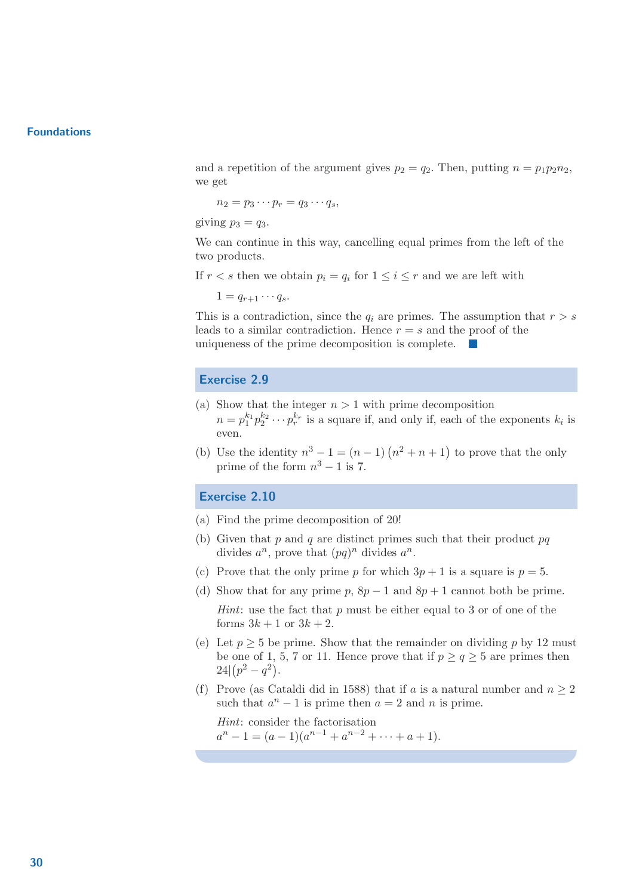and a repetition of the argument gives $p_2 = q_2$. Then, putting $n = p_1 p_2 n_2$, we get

$$n_2 = p_3 \cdots p_r = q_3 \cdots q_s,$$

giving $p_3 = q_3$.

We can continue in this way, cancelling equal primes from the left of the two products.

If $r < s$ then we obtain $p_i = q_i$ for $1 \leq i \leq r$ and we are left with

$$1 = q_{r+1} \cdots q_s.$$

This is a contradiction, since the $q_i$ are primes. The assumption that $r > s$ leads to a similar contradiction. Hence $r = s$ and the proof of the uniqueness of the prime decomposition is complete. ■

## Exercise 2.9

(a) Show that the integer $n > 1$ with prime decomposition $n = p_1^{k_1} p_2^{k_2} \cdots p_r^{k_r}$ is a square if, and only if, each of the exponents $k_i$ is even.

(b) Use the identity $n^3 - 1 = (n-1)\left(n^2 + n + 1\right)$ to prove that the only prime of the form $n^3 - 1$ is 7.

## Exercise 2.10

(a) Find the prime decomposition of 20!

(b) Given that $p$ and $q$ are distinct primes such that their product $pq$ divides $a^n$, prove that $(pq)^n$ divides $a^n$.

(c) Prove that the only prime $p$ for which $3p + 1$ is a square is $p = 5$.

(d) Show that for any prime $p$, $8p - 1$ and $8p + 1$ cannot both be prime.

*Hint*: use the fact that $p$ must be either equal to 3 or of one of the forms $3k + 1$ or $3k + 2$.

(e) Let $p \geq 5$ be prime. Show that the remainder on dividing $p$ by 12 must be one of 1, 5, 7 or 11. Hence prove that if $p \geq q \geq 5$ are primes then $24 | \left(p^2 - q^2\right)$.

(f) Prove (as Cataldi did in 1588) that if $a$ is a natural number and $n \geq 2$ such that $a^n - 1$ is prime then $a = 2$ and $n$ is prime.

*Hint*: consider the factorisation $a^n - 1 = (a - 1)(a^{n-1} + a^{n-2} + \cdots + a + 1)$.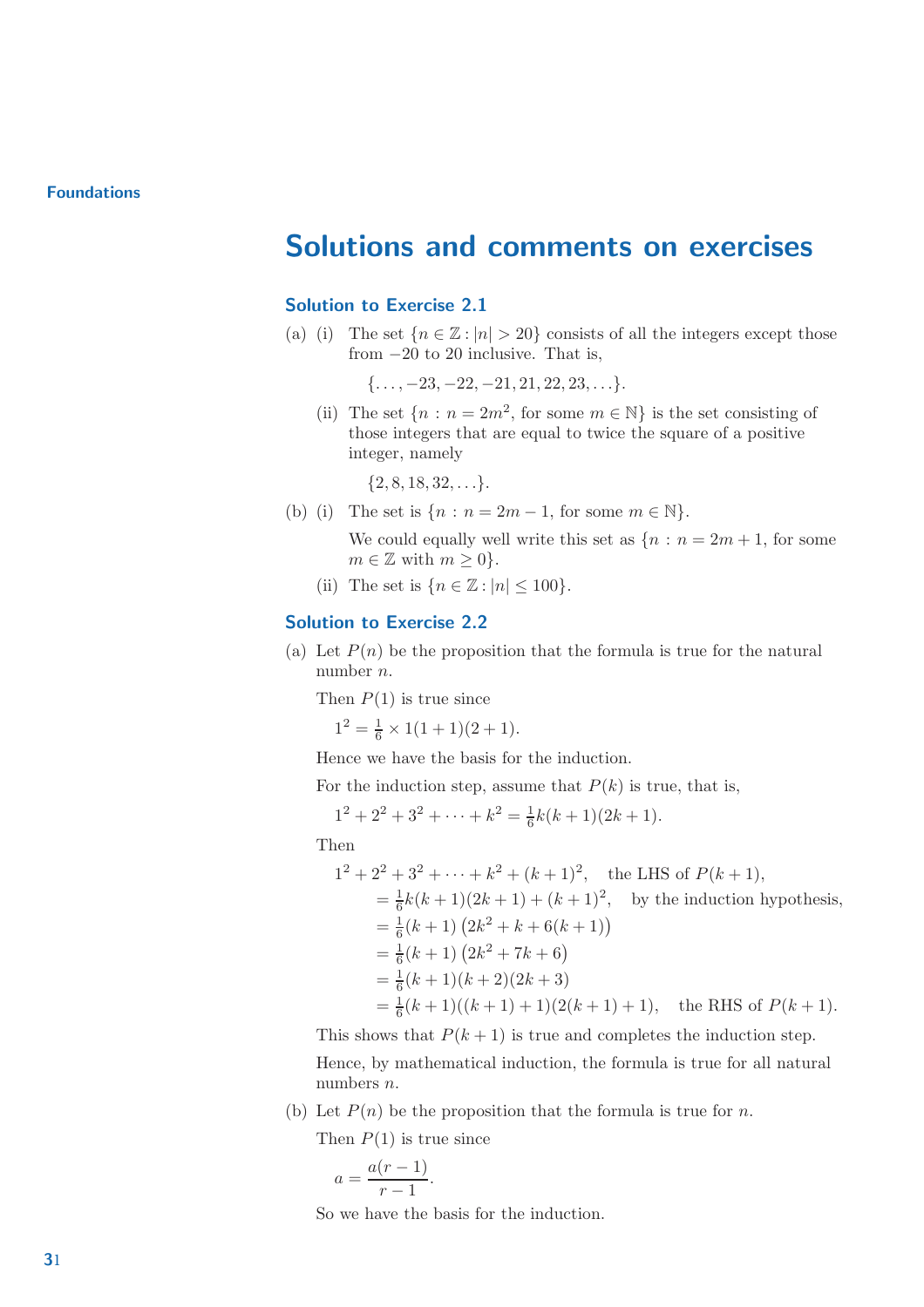## Solutions and comments on exercises

### Solution to Exercise 2.1

(a) (i) The set $\{n \in \mathbb{Z} : |n| > 20\}$ consists of all the integers except those from $-20$ to $20$ inclusive. That is,

$$\{\ldots, -23, -22, -21, 21, 22, 23, \ldots\}.$$

(ii) The set $\{n : n = 2m^2, \text{ for some } m \in \mathbb{N}\}$ is the set consisting of those integers that are equal to twice the square of a positive integer, namely

$$\{2, 8, 18, 32, \ldots\}.$$

(b) (i) The set is $\{n : n = 2m - 1, \text{ for some } m \in \mathbb{N}\}$.

We could equally well write this set as $\{n : n = 2m + 1, \text{ for some } m \in \mathbb{Z} \text{ with } m \geq 0\}$.

(ii) The set is $\{n \in \mathbb{Z} : |n| \leq 100\}$.

### Solution to Exercise 2.2

(a) Let $P(n)$ be the proposition that the formula is true for the natural number $n$.

Then $P(1)$ is true since

$$1^2 = \tfrac{1}{6} \times 1(1 + 1)(2 + 1).$$

Hence we have the basis for the induction.

For the induction step, assume that $P(k)$ is true, that is,

$$1^2 + 2^2 + 3^2 + \cdots + k^2 = \tfrac{1}{6}k(k + 1)(2k + 1).$$

Then

$$\begin{aligned}
&1^2 + 2^2 + 3^2 + \cdots + k^2 + (k + 1)^2, \quad \text{the LHS of } P(k + 1),\\
&\quad = \tfrac{1}{6}k(k + 1)(2k + 1) + (k + 1)^2, \quad \text{by the induction hypothesis,}\\
&\quad = \tfrac{1}{6}(k + 1)\left(2k^2 + k + 6(k + 1)\right)\\
&\quad = \tfrac{1}{6}(k + 1)\left(2k^2 + 7k + 6\right)\\
&\quad = \tfrac{1}{6}(k + 1)(k + 2)(2k + 3)\\
&\quad = \tfrac{1}{6}(k + 1)((k + 1) + 1)(2(k + 1) + 1), \quad \text{the RHS of } P(k + 1).
\end{aligned}$$

This shows that $P(k + 1)$ is true and completes the induction step.

Hence, by mathematical induction, the formula is true for all natural numbers $n$.

(b) Let $P(n)$ be the proposition that the formula is true for $n$.

Then $P(1)$ is true since

$$a = \frac{a(r - 1)}{r - 1}.$$

So we have the basis for the induction.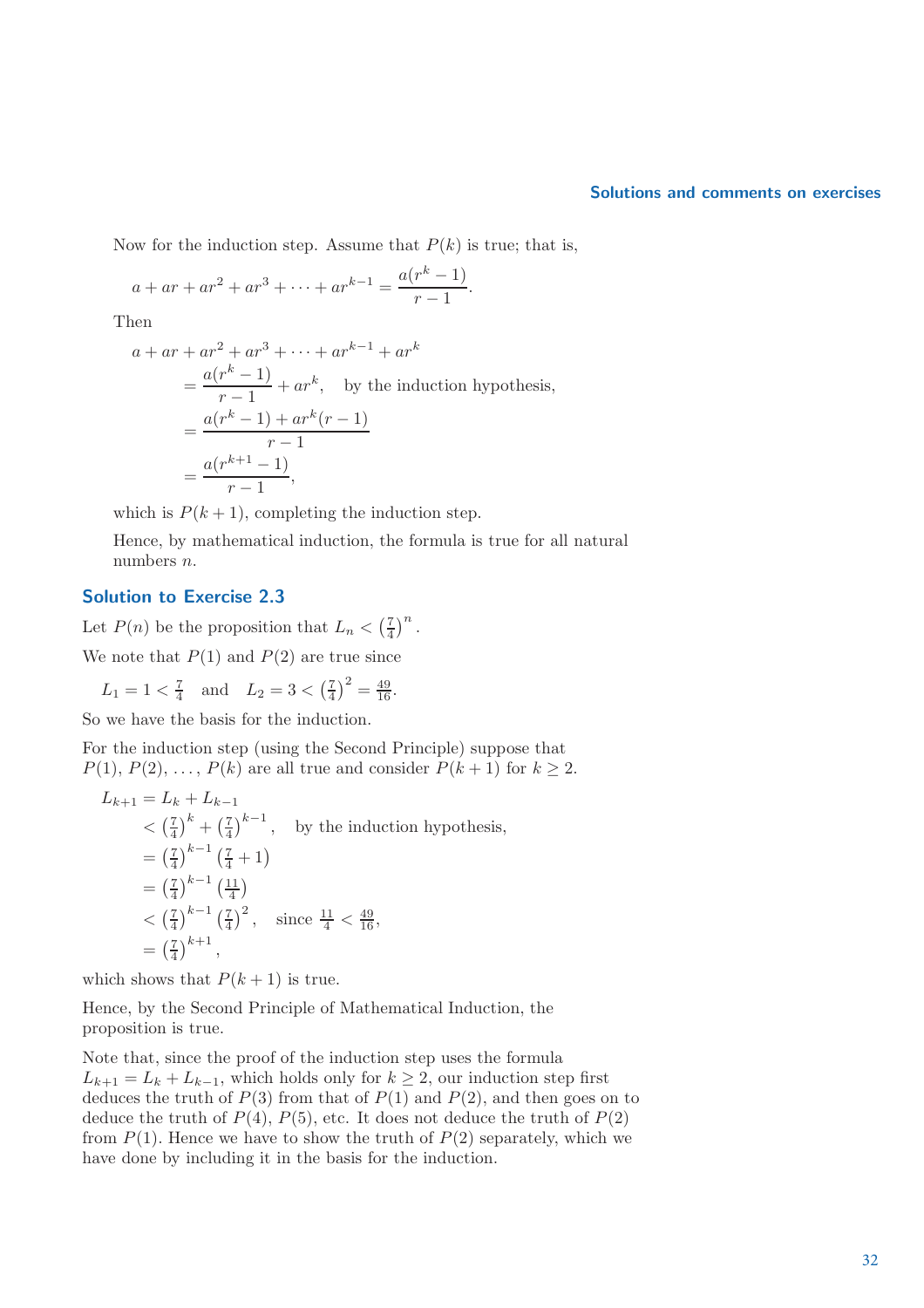Now for the induction step. Assume that $P(k)$ is true; that is,

$$a + ar + ar^2 + ar^3 + \cdots + ar^{k-1} = \frac{a(r^k - 1)}{r - 1}.$$

Then

$$\begin{aligned}
&a + ar + ar^2 + ar^3 + \cdots + ar^{k-1} + ar^k \\
&\quad = \frac{a(r^k - 1)}{r - 1} + ar^k, \quad \text{by the induction hypothesis,} \\
&\quad = \frac{a(r^k - 1) + ar^k(r - 1)}{r - 1} \\
&\quad = \frac{a(r^{k+1} - 1)}{r - 1},
\end{aligned}$$

which is $P(k+1)$, completing the induction step.

Hence, by mathematical induction, the formula is true for all natural numbers $n$.

## Solution to Exercise 2.3

Let $P(n)$ be the proposition that $L_n < \left(\frac{7}{4}\right)^n$.

We note that $P(1)$ and $P(2)$ are true since

$$L_1 = 1 < \tfrac{7}{4} \quad \text{and} \quad L_2 = 3 < \left(\tfrac{7}{4}\right)^2 = \tfrac{49}{16}.$$

So we have the basis for the induction.

For the induction step (using the Second Principle) suppose that $P(1)$, $P(2)$, $\ldots$, $P(k)$ are all true and consider $P(k+1)$ for $k \geq 2$.

$$\begin{aligned}
L_{k+1} &= L_k + L_{k-1} \\
&< \left(\tfrac{7}{4}\right)^k + \left(\tfrac{7}{4}\right)^{k-1}, \quad \text{by the induction hypothesis,} \\
&= \left(\tfrac{7}{4}\right)^{k-1}\left(\tfrac{7}{4} + 1\right) \\
&= \left(\tfrac{7}{4}\right)^{k-1}\left(\tfrac{11}{4}\right) \\
&< \left(\tfrac{7}{4}\right)^{k-1}\left(\tfrac{7}{4}\right)^2, \quad \text{since } \tfrac{11}{4} < \tfrac{49}{16}, \\
&= \left(\tfrac{7}{4}\right)^{k+1},
\end{aligned}$$

which shows that $P(k+1)$ is true.

Hence, by the Second Principle of Mathematical Induction, the proposition is true.

Note that, since the proof of the induction step uses the formula $L_{k+1} = L_k + L_{k-1}$, which holds only for $k \geq 2$, our induction step first deduces the truth of $P(3)$ from that of $P(1)$ and $P(2)$, and then goes on to deduce the truth of $P(4)$, $P(5)$, etc. It does not deduce the truth of $P(2)$ from $P(1)$. Hence we have to show the truth of $P(2)$ separately, which we have done by including it in the basis for the induction.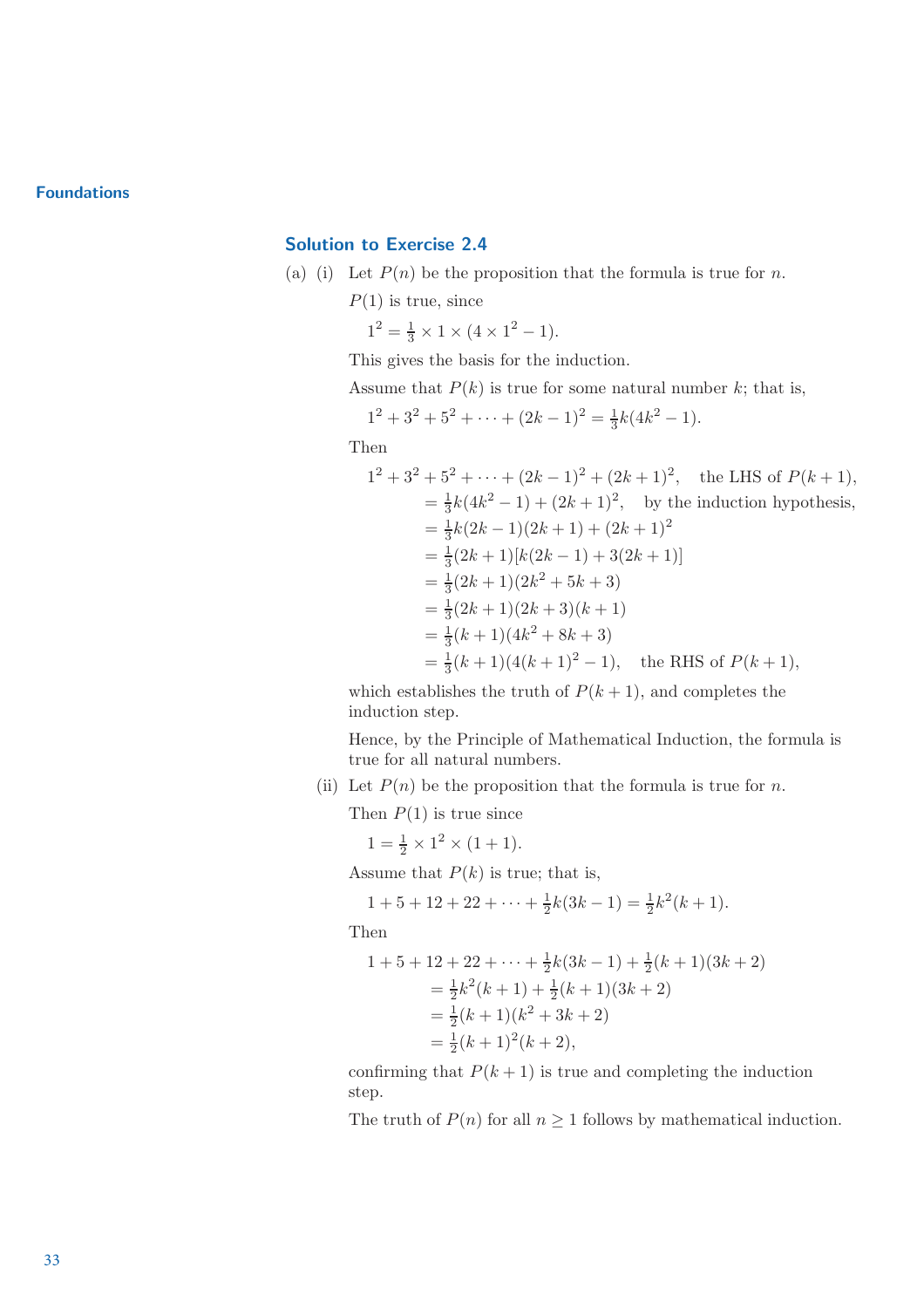## Solution to Exercise 2.4

(a) (i) Let $P(n)$ be the proposition that the formula is true for $n$.

$P(1)$ is true, since

$$1^2 = \tfrac{1}{3} \times 1 \times (4 \times 1^2 - 1).$$

This gives the basis for the induction.

Assume that $P(k)$ is true for some natural number $k$; that is,

$$1^2 + 3^2 + 5^2 + \cdots + (2k-1)^2 = \tfrac{1}{3}k(4k^2 - 1).$$

Then

$$\begin{aligned}
&1^2 + 3^2 + 5^2 + \cdots + (2k-1)^2 + (2k+1)^2, \quad \text{the LHS of } P(k+1),\\
&\quad = \tfrac{1}{3}k(4k^2-1) + (2k+1)^2, \quad \text{by the induction hypothesis,}\\
&\quad = \tfrac{1}{3}k(2k-1)(2k+1) + (2k+1)^2\\
&\quad = \tfrac{1}{3}(2k+1)[k(2k-1) + 3(2k+1)]\\
&\quad = \tfrac{1}{3}(2k+1)(2k^2+5k+3)\\
&\quad = \tfrac{1}{3}(2k+1)(2k+3)(k+1)\\
&\quad = \tfrac{1}{3}(k+1)(4k^2+8k+3)\\
&\quad = \tfrac{1}{3}(k+1)(4(k+1)^2-1), \quad \text{the RHS of } P(k+1),
\end{aligned}$$

which establishes the truth of $P(k+1)$, and completes the induction step.

Hence, by the Principle of Mathematical Induction, the formula is true for all natural numbers.

(ii) Let $P(n)$ be the proposition that the formula is true for $n$.

Then $P(1)$ is true since

$$1 = \tfrac{1}{2} \times 1^2 \times (1+1).$$

Assume that $P(k)$ is true; that is,

$$1 + 5 + 12 + 22 + \cdots + \tfrac{1}{2}k(3k-1) = \tfrac{1}{2}k^2(k+1).$$

Then

$$\begin{aligned}
&1 + 5 + 12 + 22 + \cdots + \tfrac{1}{2}k(3k-1) + \tfrac{1}{2}(k+1)(3k+2)\\
&\quad = \tfrac{1}{2}k^2(k+1) + \tfrac{1}{2}(k+1)(3k+2)\\
&\quad = \tfrac{1}{2}(k+1)(k^2+3k+2)\\
&\quad = \tfrac{1}{2}(k+1)^2(k+2),
\end{aligned}$$

confirming that $P(k+1)$ is true and completing the induction step.

The truth of $P(n)$ for all $n \geq 1$ follows by mathematical induction.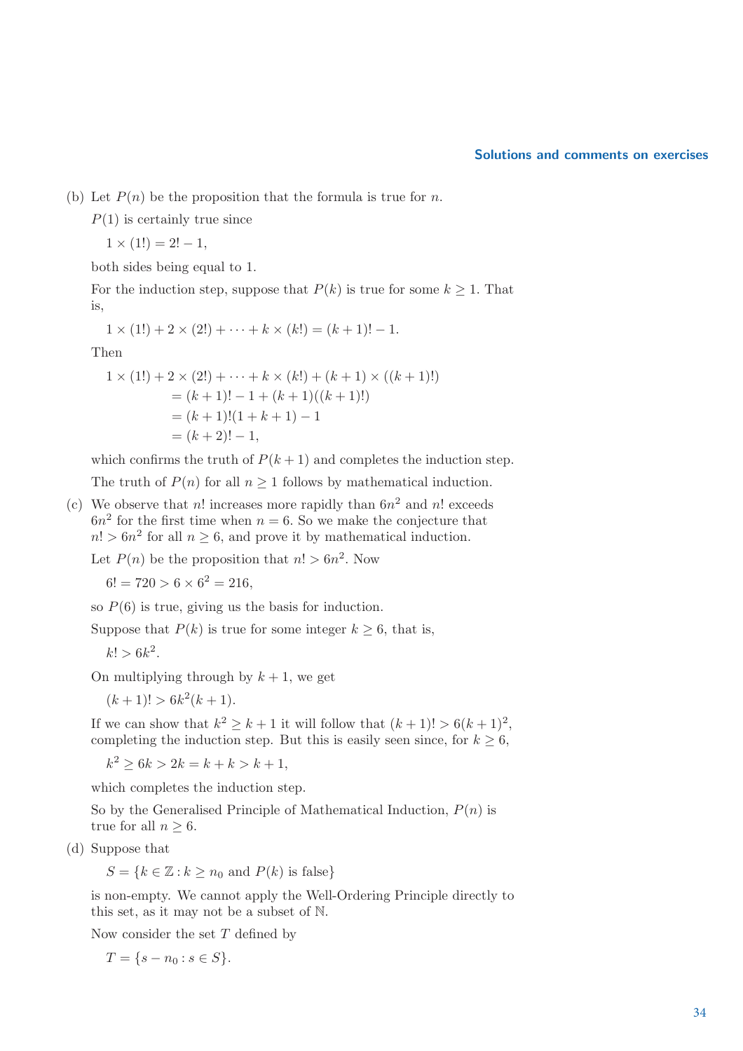(b) Let $P(n)$ be the proposition that the formula is true for $n$.

$P(1)$ is certainly true since

$$1 \times (1!) = 2! - 1,$$

both sides being equal to 1.

For the induction step, suppose that $P(k)$ is true for some $k \geq 1$. That is,

$$1 \times (1!) + 2 \times (2!) + \cdots + k \times (k!) = (k+1)! - 1.$$

Then

$$\begin{aligned}
1 \times (1!) + 2 \times (2!) + \cdots + k \times (k!) + (k+1) \times ((k+1)!) \\
&= (k+1)! - 1 + (k+1)((k+1)!) \\
&= (k+1)!(1 + k + 1) - 1 \\
&= (k+2)! - 1,
\end{aligned}$$

which confirms the truth of $P(k+1)$ and completes the induction step.

The truth of $P(n)$ for all $n \geq 1$ follows by mathematical induction.

(c) We observe that $n!$ increases more rapidly than $6n^2$ and $n!$ exceeds $6n^2$ for the first time when $n = 6$. So we make the conjecture that $n! > 6n^2$ for all $n \geq 6$, and prove it by mathematical induction.

Let $P(n)$ be the proposition that $n! > 6n^2$. Now

$$6! = 720 > 6 \times 6^2 = 216,$$

so $P(6)$ is true, giving us the basis for induction.

Suppose that $P(k)$ is true for some integer $k \geq 6$, that is,

$$k! > 6k^2.$$

On multiplying through by $k+1$, we get

$$(k+1)! > 6k^2(k+1).$$

If we can show that $k^2 \geq k+1$ it will follow that $(k+1)! > 6(k+1)^2$, completing the induction step. But this is easily seen since, for $k \geq 6$,

$$k^2 \geq 6k > 2k = k + k > k + 1,$$

which completes the induction step.

So by the Generalised Principle of Mathematical Induction, $P(n)$ is true for all $n \geq 6$.

(d) Suppose that

$$S = \{k \in \mathbb{Z} : k \geq n_0 \text{ and } P(k) \text{ is false}\}$$

is non-empty. We cannot apply the Well-Ordering Principle directly to this set, as it may not be a subset of $\mathbb{N}$.

Now consider the set $T$ defined by

$$T = \{s - n_0 : s \in S\}.$$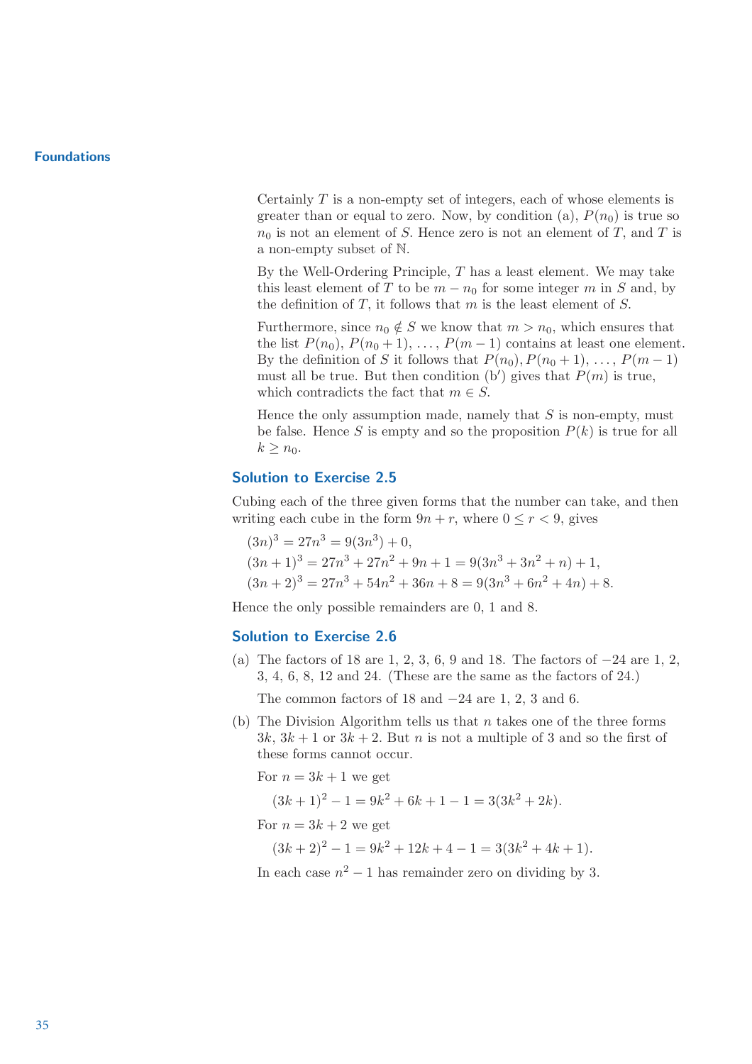Certainly $T$ is a non-empty set of integers, each of whose elements is greater than or equal to zero. Now, by condition (a), $P(n_0)$ is true so $n_0$ is not an element of $S$. Hence zero is not an element of $T$, and $T$ is a non-empty subset of $\mathbb{N}$.

By the Well-Ordering Principle, $T$ has a least element. We may take this least element of $T$ to be $m - n_0$ for some integer $m$ in $S$ and, by the definition of $T$, it follows that $m$ is the least element of $S$.

Furthermore, since $n_0 \notin S$ we know that $m > n_0$, which ensures that the list $P(n_0)$, $P(n_0 + 1)$, $\ldots$, $P(m - 1)$ contains at least one element. By the definition of $S$ it follows that $P(n_0), P(n_0 + 1), \ldots, P(m - 1)$ must all be true. But then condition (b$'$) gives that $P(m)$ is true, which contradicts the fact that $m \in S$.

Hence the only assumption made, namely that $S$ is non-empty, must be false. Hence $S$ is empty and so the proposition $P(k)$ is true for all $k \geq n_0$.

## Solution to Exercise 2.5

Cubing each of the three given forms that the number can take, and then writing each cube in the form $9n + r$, where $0 \leq r < 9$, gives

$$(3n)^3 = 27n^3 = 9(3n^3) + 0,$$
$$(3n + 1)^3 = 27n^3 + 27n^2 + 9n + 1 = 9(3n^3 + 3n^2 + n) + 1,$$
$$(3n + 2)^3 = 27n^3 + 54n^2 + 36n + 8 = 9(3n^3 + 6n^2 + 4n) + 8.$$

Hence the only possible remainders are 0, 1 and 8.

## Solution to Exercise 2.6

(a) The factors of 18 are 1, 2, 3, 6, 9 and 18. The factors of $-24$ are 1, 2, 3, 4, 6, 8, 12 and 24. (These are the same as the factors of 24.)

The common factors of 18 and $-24$ are 1, 2, 3 and 6.

(b) The Division Algorithm tells us that $n$ takes one of the three forms $3k$, $3k + 1$ or $3k + 2$. But $n$ is not a multiple of 3 and so the first of these forms cannot occur.

For $n = 3k + 1$ we get

$$(3k + 1)^2 - 1 = 9k^2 + 6k + 1 - 1 = 3(3k^2 + 2k).$$

For $n = 3k + 2$ we get

$$(3k + 2)^2 - 1 = 9k^2 + 12k + 4 - 1 = 3(3k^2 + 4k + 1).$$

In each case $n^2 - 1$ has remainder zero on dividing by 3.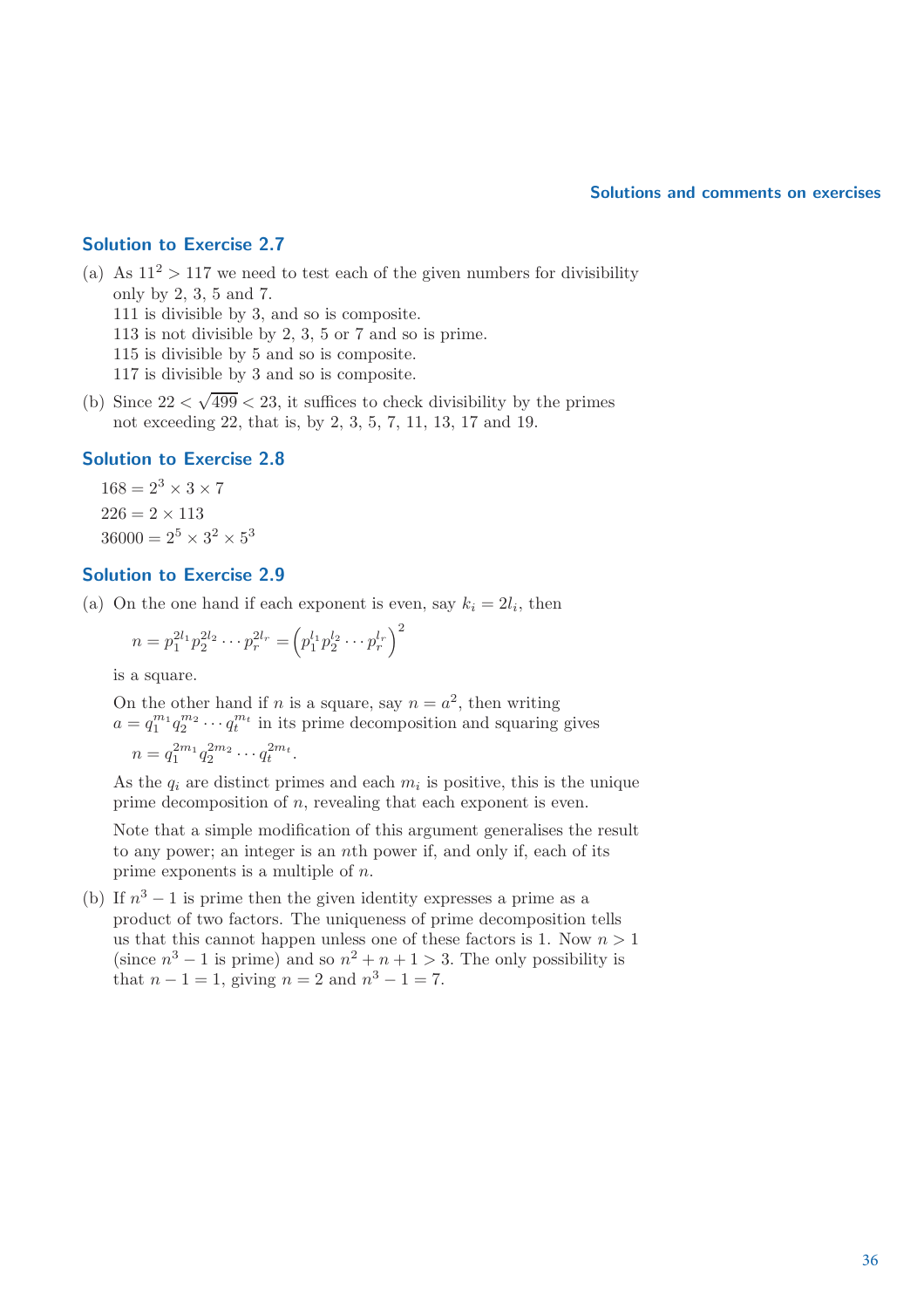## Solution to Exercise 2.7

(a) As $11^2 > 117$ we need to test each of the given numbers for divisibility only by 2, 3, 5 and 7.
111 is divisible by 3, and so is composite.
113 is not divisible by 2, 3, 5 or 7 and so is prime.
115 is divisible by 5 and so is composite.
117 is divisible by 3 and so is composite.

(b) Since $22 < \sqrt{499} < 23$, it suffices to check divisibility by the primes not exceeding 22, that is, by 2, 3, 5, 7, 11, 13, 17 and 19.

## Solution to Exercise 2.8

$168 = 2^3 \times 3 \times 7$

$226 = 2 \times 113$

$36000 = 2^5 \times 3^2 \times 5^3$

## Solution to Exercise 2.9

(a) On the one hand if each exponent is even, say $k_i = 2l_i$, then

$$n = p_1^{2l_1} p_2^{2l_2} \cdots p_r^{2l_r} = \left(p_1^{l_1} p_2^{l_2} \cdots p_r^{l_r}\right)^2$$

is a square.

On the other hand if $n$ is a square, say $n = a^2$, then writing $a = q_1^{m_1} q_2^{m_2} \cdots q_t^{m_t}$ in its prime decomposition and squaring gives

$$n = q_1^{2m_1} q_2^{2m_2} \cdots q_t^{2m_t}.$$

As the $q_i$ are distinct primes and each $m_i$ is positive, this is the unique prime decomposition of $n$, revealing that each exponent is even.

Note that a simple modification of this argument generalises the result to any power; an integer is an $n$th power if, and only if, each of its prime exponents is a multiple of $n$.

(b) If $n^3 - 1$ is prime then the given identity expresses a prime as a product of two factors. The uniqueness of prime decomposition tells us that this cannot happen unless one of these factors is 1. Now $n > 1$ (since $n^3 - 1$ is prime) and so $n^2 + n + 1 > 3$. The only possibility is that $n - 1 = 1$, giving $n = 2$ and $n^3 - 1 = 7$.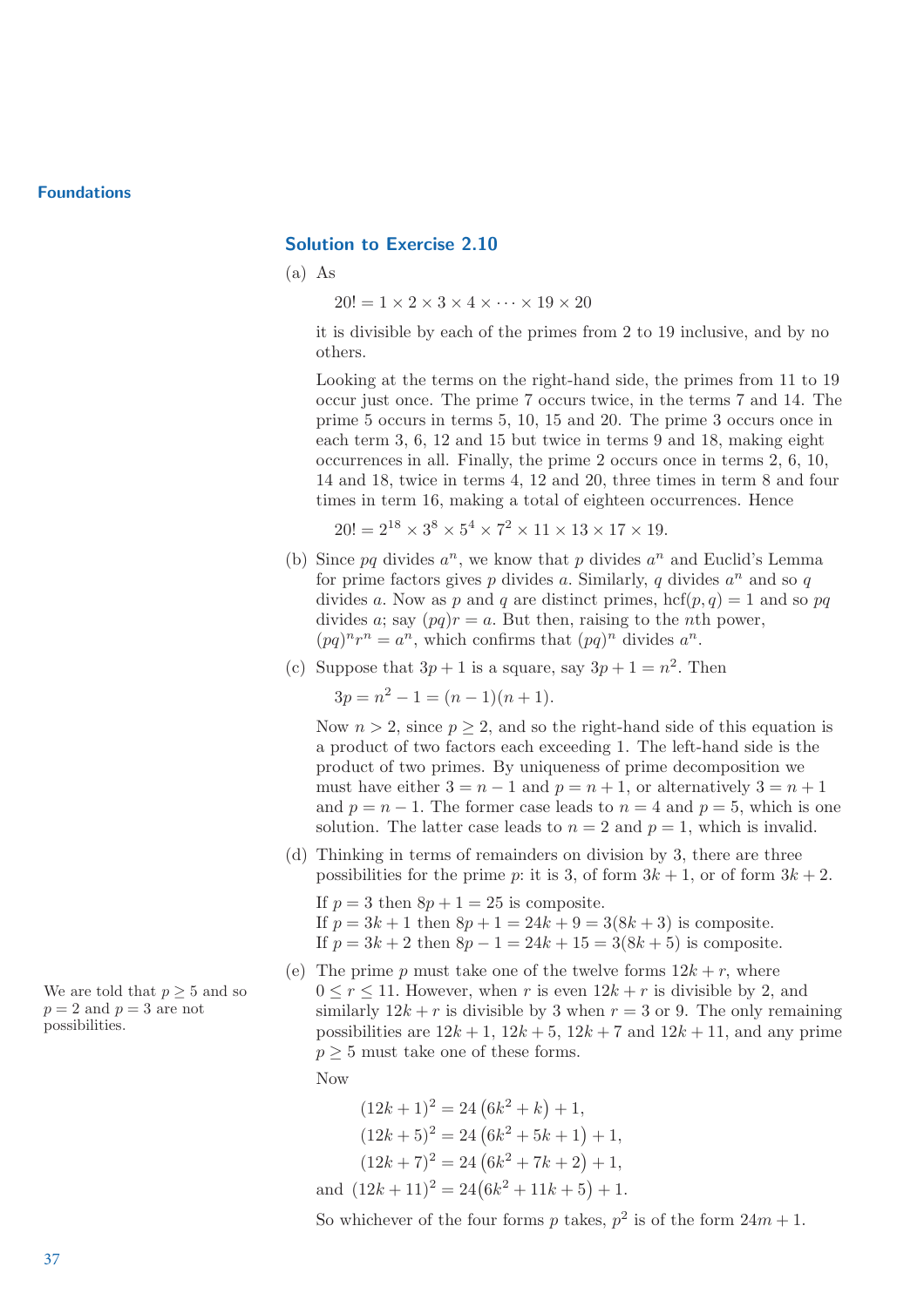## Solution to Exercise 2.10

(a) As

$$20! = 1 \times 2 \times 3 \times 4 \times \cdots \times 19 \times 20$$

it is divisible by each of the primes from 2 to 19 inclusive, and by no others.

Looking at the terms on the right-hand side, the primes from 11 to 19 occur just once. The prime 7 occurs twice, in the terms 7 and 14. The prime 5 occurs in terms 5, 10, 15 and 20. The prime 3 occurs once in each term 3, 6, 12 and 15 but twice in terms 9 and 18, making eight occurrences in all. Finally, the prime 2 occurs once in terms 2, 6, 10, 14 and 18, twice in terms 4, 12 and 20, three times in term 8 and four times in term 16, making a total of eighteen occurrences. Hence

$$20! = 2^{18} \times 3^8 \times 5^4 \times 7^2 \times 11 \times 13 \times 17 \times 19.$$

(b) Since $pq$ divides $a^n$, we know that $p$ divides $a^n$ and Euclid's Lemma for prime factors gives $p$ divides $a$. Similarly, $q$ divides $a^n$ and so $q$ divides $a$. Now as $p$ and $q$ are distinct primes, $\text{hcf}(p,q) = 1$ and so $pq$ divides $a$; say $(pq)r = a$. But then, raising to the $n$th power, $(pq)^n r^n = a^n$, which confirms that $(pq)^n$ divides $a^n$.

(c) Suppose that $3p + 1$ is a square, say $3p + 1 = n^2$. Then

$$3p = n^2 - 1 = (n-1)(n+1).$$

Now $n > 2$, since $p \geq 2$, and so the right-hand side of this equation is a product of two factors each exceeding 1. The left-hand side is the product of two primes. By uniqueness of prime decomposition we must have either $3 = n - 1$ and $p = n + 1$, or alternatively $3 = n + 1$ and $p = n - 1$. The former case leads to $n = 4$ and $p = 5$, which is one solution. The latter case leads to $n = 2$ and $p = 1$, which is invalid.

(d) Thinking in terms of remainders on division by 3, there are three possibilities for the prime $p$: it is 3, of form $3k + 1$, or of form $3k + 2$.

If $p = 3$ then $8p + 1 = 25$ is composite.
If $p = 3k + 1$ then $8p + 1 = 24k + 9 = 3(8k + 3)$ is composite.
If $p = 3k + 2$ then $8p - 1 = 24k + 15 = 3(8k + 5)$ is composite.

(e) The prime $p$ must take one of the twelve forms $12k + r$, where $0 \leq r \leq 11$. However, when $r$ is even $12k + r$ is divisible by 2, and similarly $12k + r$ is divisible by 3 when $r = 3$ or 9. The only remaining possibilities are $12k + 1$, $12k + 5$, $12k + 7$ and $12k + 11$, and any prime $p \geq 5$ must take one of these forms.

We are told that $p \geq 5$ and so $p = 2$ and $p = 3$ are not possibilities.

Now

$$(12k+1)^2 = 24\left(6k^2 + k\right) + 1,$$
$$(12k+5)^2 = 24\left(6k^2 + 5k + 1\right) + 1,$$
$$(12k+7)^2 = 24\left(6k^2 + 7k + 2\right) + 1,$$
$$\text{and } (12k+11)^2 = 24\left(6k^2 + 11k + 5\right) + 1.$$

So whichever of the four forms $p$ takes, $p^2$ is of the form $24m + 1$.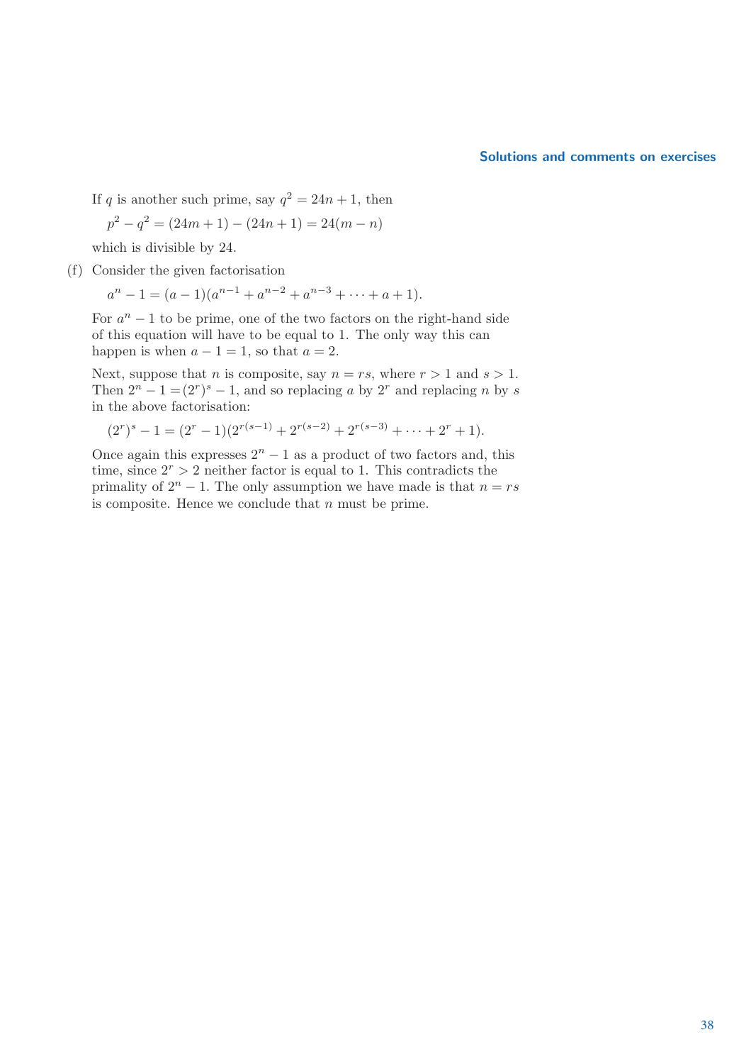If $q$ is another such prime, say $q^2 = 24n + 1$, then

$$p^2 - q^2 = (24m + 1) - (24n + 1) = 24(m - n)$$

which is divisible by 24.

(f) Consider the given factorisation

$$a^n - 1 = (a - 1)(a^{n-1} + a^{n-2} + a^{n-3} + \cdots + a + 1).$$

For $a^n - 1$ to be prime, one of the two factors on the right-hand side of this equation will have to be equal to 1. The only way this can happen is when $a - 1 = 1$, so that $a = 2$.

Next, suppose that $n$ is composite, say $n = rs$, where $r > 1$ and $s > 1$. Then $2^n - 1 = (2^r)^s - 1$, and so replacing $a$ by $2^r$ and replacing $n$ by $s$ in the above factorisation:

$$(2^r)^s - 1 = (2^r - 1)(2^{r(s-1)} + 2^{r(s-2)} + 2^{r(s-3)} + \cdots + 2^r + 1).$$

Once again this expresses $2^n - 1$ as a product of two factors and, this time, since $2^r > 2$ neither factor is equal to 1. This contradicts the primality of $2^n - 1$. The only assumption we have made is that $n = rs$ is composite. Hence we conclude that $n$ must be prime.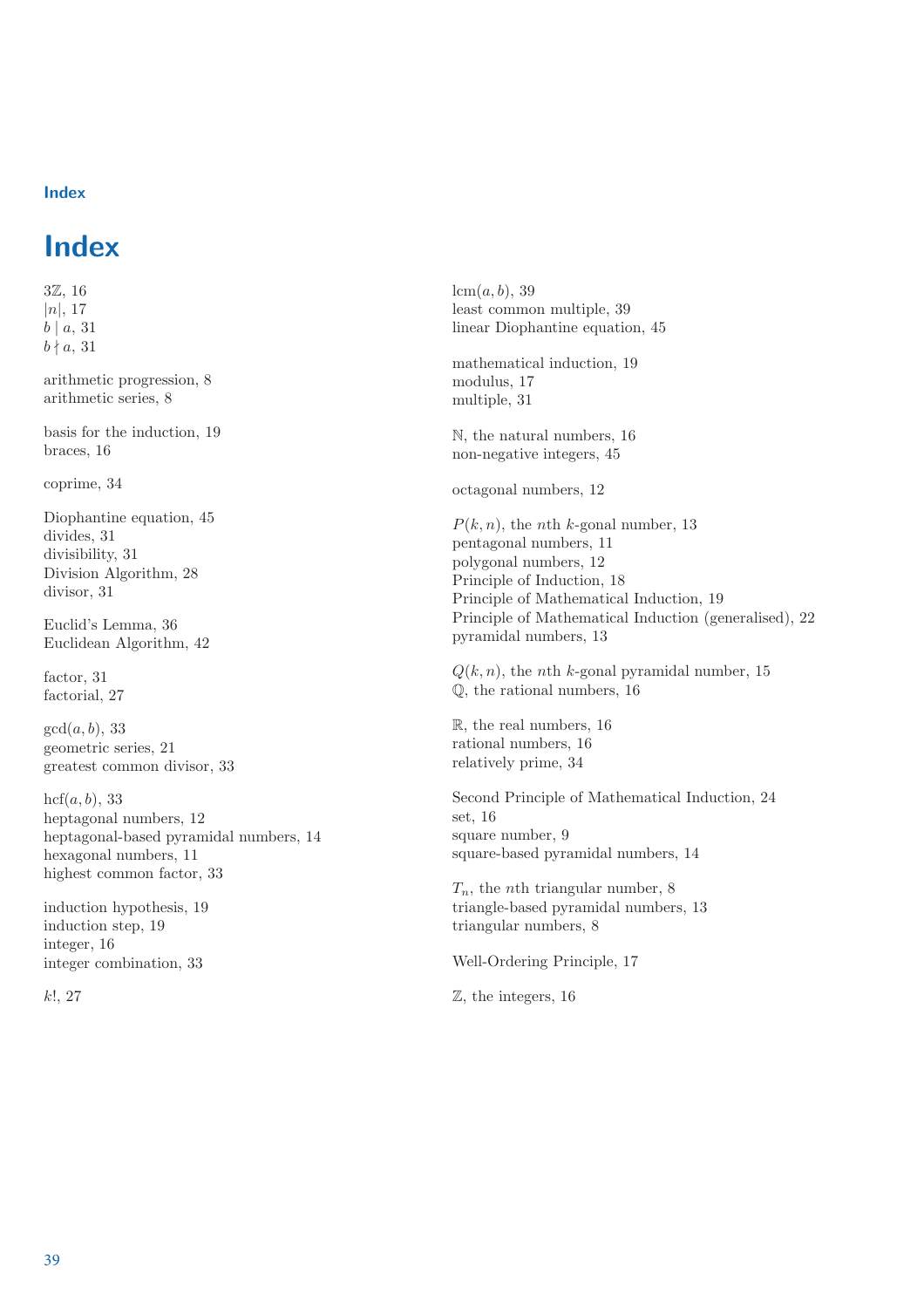# Index

$3\mathbb{Z}$, 16
$|n|$, 17
$b \mid a$, 31
$b \nmid a$, 31

arithmetic progression, 8
arithmetic series, 8

basis for the induction, 19
braces, 16

coprime, 34

Diophantine equation, 45
divides, 31
divisibility, 31
Division Algorithm, 28
divisor, 31

Euclid's Lemma, 36
Euclidean Algorithm, 42

factor, 31
factorial, 27

$\gcd(a, b)$, 33
geometric series, 21
greatest common divisor, 33

$\text{hcf}(a, b)$, 33
heptagonal numbers, 12
heptagonal-based pyramidal numbers, 14
hexagonal numbers, 11
highest common factor, 33

induction hypothesis, 19
induction step, 19
integer, 16
integer combination, 33

$k!$, 27

$\text{lcm}(a, b)$, 39
least common multiple, 39
linear Diophantine equation, 45

mathematical induction, 19
modulus, 17
multiple, 31

$\mathbb{N}$, the natural numbers, 16
non-negative integers, 45

octagonal numbers, 12

$P(k, n)$, the $n$th $k$-gonal number, 13
pentagonal numbers, 11
polygonal numbers, 12
Principle of Induction, 18
Principle of Mathematical Induction, 19
Principle of Mathematical Induction (generalised), 22
pyramidal numbers, 13

$Q(k, n)$, the $n$th $k$-gonal pyramidal number, 15
$\mathbb{Q}$, the rational numbers, 16

$\mathbb{R}$, the real numbers, 16
rational numbers, 16
relatively prime, 34

Second Principle of Mathematical Induction, 24
set, 16
square number, 9
square-based pyramidal numbers, 14

$T_n$, the $n$th triangular number, 8
triangle-based pyramidal numbers, 13
triangular numbers, 8

Well-Ordering Principle, 17

$\mathbb{Z}$, the integers, 16